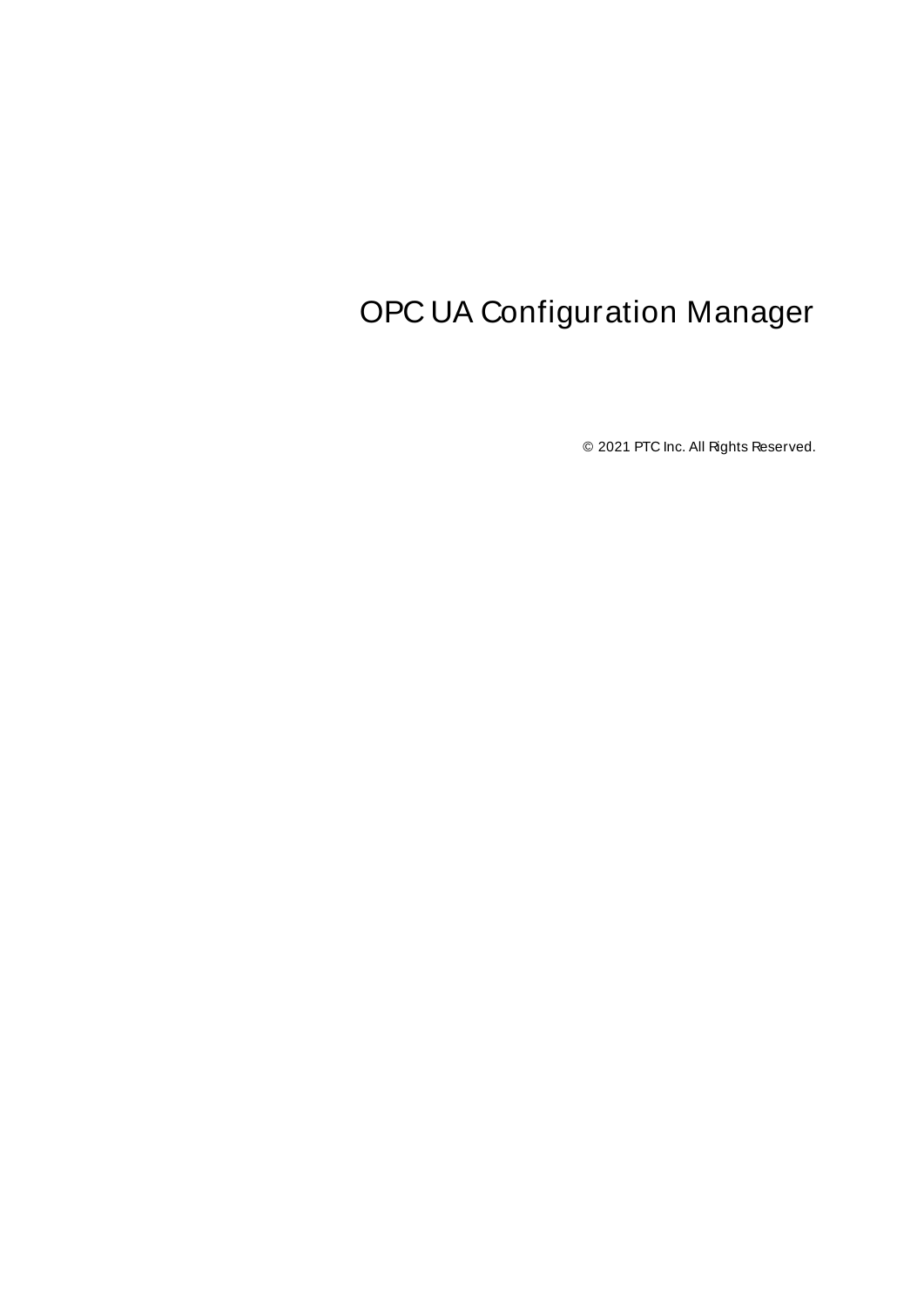# OPC UA Configuration Manager

© 2021 PTC Inc. All Rights Reserved.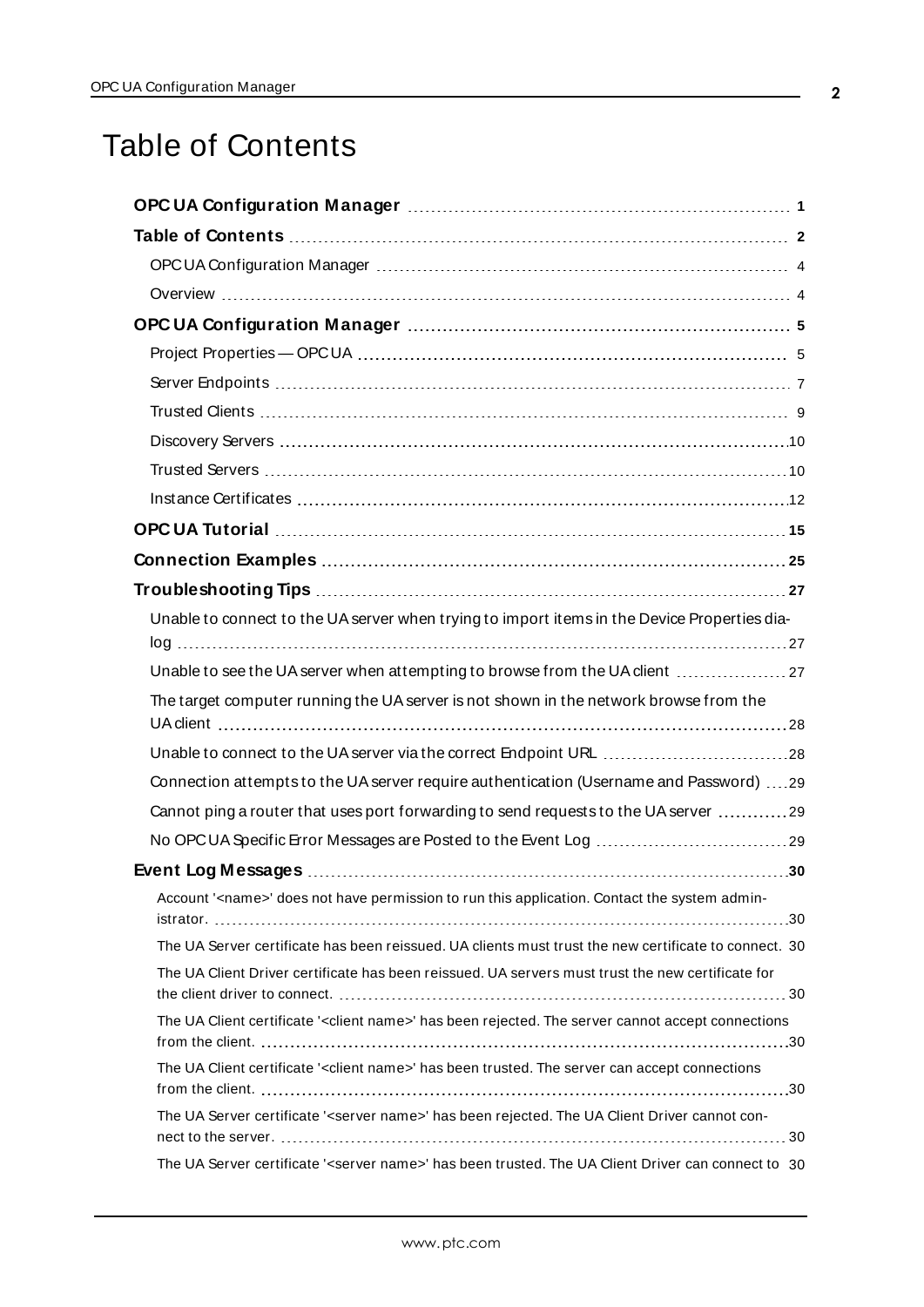# Table of Contents

**OPC UA Configuration Manager** 1

**Table of Contents** 2

- OPC UA Configuration Manager 4
- Overview 4

**OPC UA Configuration Manager** 5

- Project Properties — OPC UA 5
- Server Endpoints 7
- Trusted Clients 9
- Discovery Servers 10
- Trusted Servers 10
- Instance Certificates 12

**OPC UA Tutorial** 15

**Connection Examples** 25

**Troubleshooting Tips** 27

- Unable to connect to the UA server when trying to import items in the Device Properties dialog 27
- Unable to see the UA server when attempting to browse from the UA client 27
- The target computer running the UA server is not shown in the network browse from the UA client 28
- Unable to connect to the UA server via the correct Endpoint URL 28
- Connection attempts to the UA server require authentication (Username and Password) 29
- Cannot ping a router that uses port forwarding to send requests to the UA server 29
- No OPC UA Specific Error Messages are Posted to the Event Log 29

**Event Log Messages** 30

- Account '<name>' does not have permission to run this application. Contact the system administrator. 30
- The UA Server certificate has been reissued. UA clients must trust the new certificate to connect. 30
- The UA Client Driver certificate has been reissued. UA servers must trust the new certificate for the client driver to connect. 30
- The UA Client certificate '<client name>' has been rejected. The server cannot accept connections from the client. 30
- The UA Client certificate '<client name>' has been trusted. The server can accept connections from the client. 30
- The UA Server certificate '<server name>' has been rejected. The UA Client Driver cannot connect to the server. 30
- The UA Server certificate '<server name>' has been trusted. The UA Client Driver can connect to 30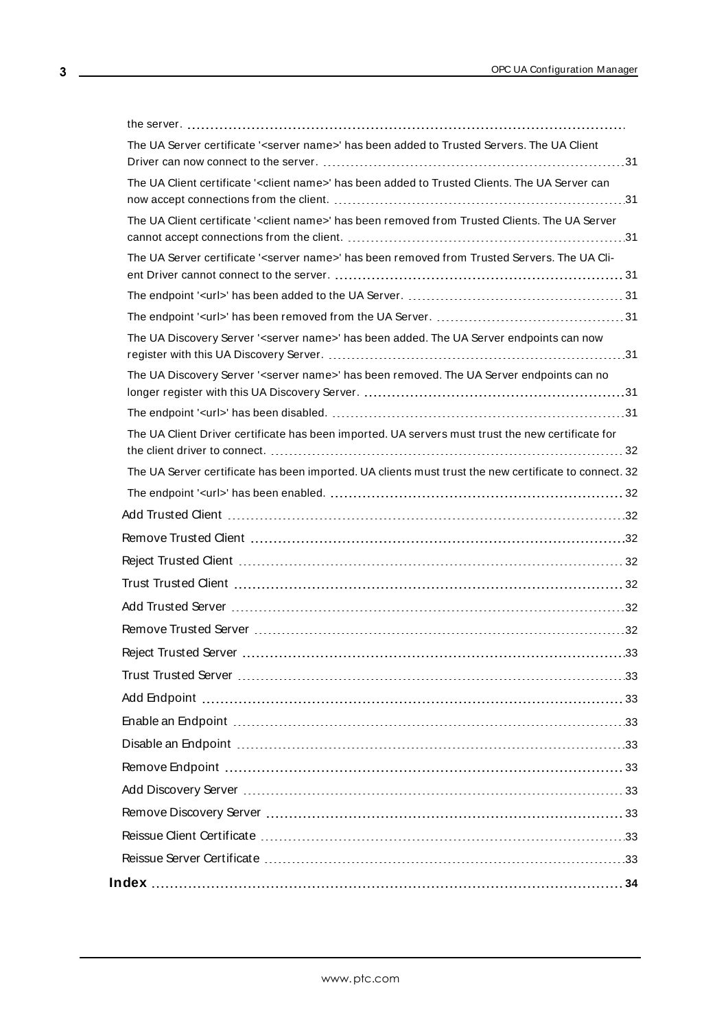the server. 

The UA Server certificate '<server name>' has been added to Trusted Servers. The UA Client Driver can now connect to the server. 31

The UA Client certificate '<client name>' has been added to Trusted Clients. The UA Server can now accept connections from the client. 31

The UA Client certificate '<client name>' has been removed from Trusted Clients. The UA Server cannot accept connections from the client. 31

The UA Server certificate '<server name>' has been removed from Trusted Servers. The UA Client Driver cannot connect to the server. 31

The endpoint '<url>' has been added to the UA Server. 31

The endpoint '<url>' has been removed from the UA Server. 31

The UA Discovery Server '<server name>' has been added. The UA Server endpoints can now register with this UA Discovery Server. 31

The UA Discovery Server '<server name>' has been removed. The UA Server endpoints can no longer register with this UA Discovery Server. 31

The endpoint '<url>' has been disabled. 31

The UA Client Driver certificate has been imported. UA servers must trust the new certificate for the client driver to connect. 32

The UA Server certificate has been imported. UA clients must trust the new certificate to connect. 32

The endpoint '<url>' has been enabled. 32

Add Trusted Client 32

Remove Trusted Client 32

Reject Trusted Client 32

Trust Trusted Client 32

Add Trusted Server 32

Remove Trusted Server 32

Reject Trusted Server 33

Trust Trusted Server 33

Add Endpoint 33

Enable an Endpoint 33

Disable an Endpoint 33

Remove Endpoint 33

Add Discovery Server 33

Remove Discovery Server 33

Reissue Client Certificate 33

Reissue Server Certificate 33

**Index 34**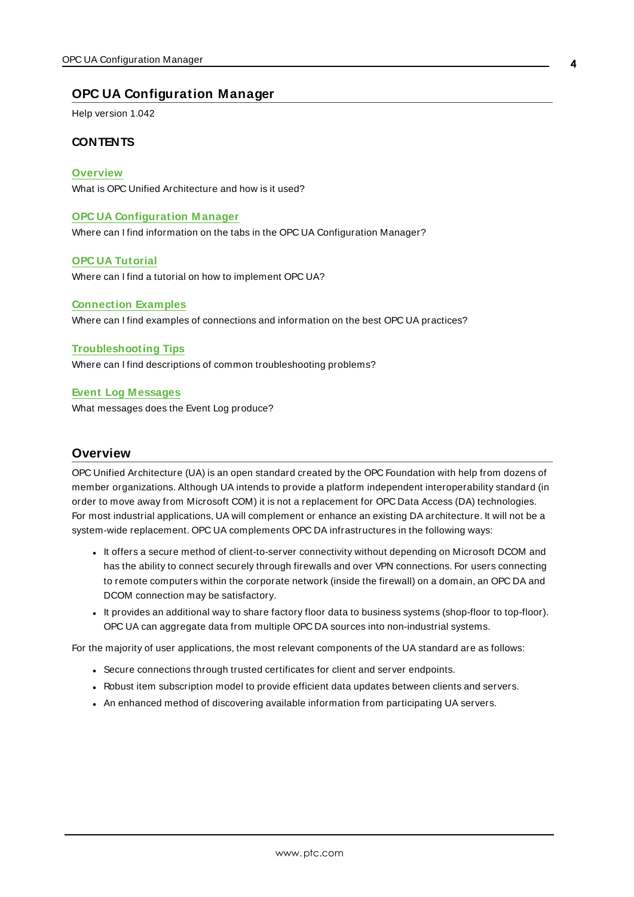# OPC UA Configuration Manager

Help version 1.042

### CONTENTS

**Overview**
What is OPC Unified Architecture and how is it used?

**OPC UA Configuration Manager**
Where can I find information on the tabs in the OPC UA Configuration Manager?

**OPC UA Tutorial**
Where can I find a tutorial on how to implement OPC UA?

**Connection Examples**
Where can I find examples of connections and information on the best OPC UA practices?

**Troubleshooting Tips**
Where can I find descriptions of common troubleshooting problems?

**Event Log Messages**
What messages does the Event Log produce?

## Overview

OPC Unified Architecture (UA) is an open standard created by the OPC Foundation with help from dozens of member organizations. Although UA intends to provide a platform independent interoperability standard (in order to move away from Microsoft COM) it is not a replacement for OPC Data Access (DA) technologies. For most industrial applications, UA will complement or enhance an existing DA architecture. It will not be a system-wide replacement. OPC UA complements OPC DA infrastructures in the following ways:

- It offers a secure method of client-to-server connectivity without depending on Microsoft DCOM and has the ability to connect securely through firewalls and over VPN connections. For users connecting to remote computers within the corporate network (inside the firewall) on a domain, an OPC DA and DCOM connection may be satisfactory.
- It provides an additional way to share factory floor data to business systems (shop-floor to top-floor). OPC UA can aggregate data from multiple OPC DA sources into non-industrial systems.

For the majority of user applications, the most relevant components of the UA standard are as follows:

- Secure connections through trusted certificates for client and server endpoints.
- Robust item subscription model to provide efficient data updates between clients and servers.
- An enhanced method of discovering available information from participating UA servers.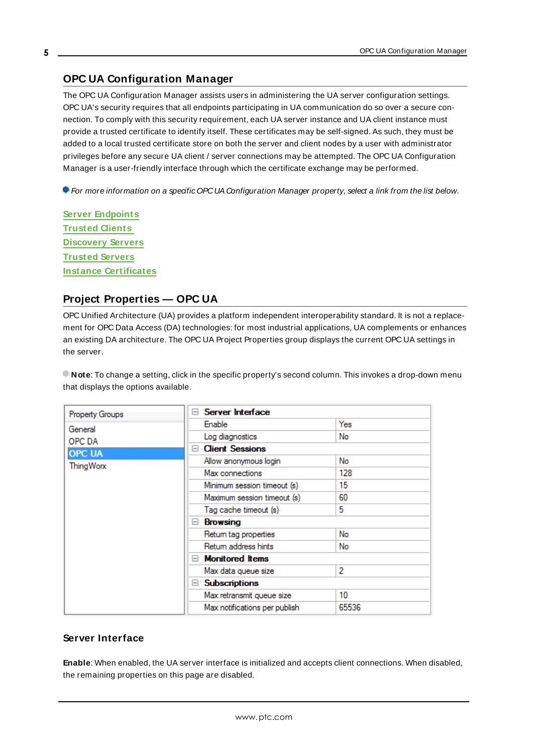## OPC UA Configuration Manager

The OPC UA Configuration Manager assists users in administering the UA server configuration settings. OPC UA's security requires that all endpoints participating in UA communication do so over a secure connection. To comply with this security requirement, each UA server instance and UA client instance must provide a trusted certificate to identify itself. These certificates may be self-signed. As such, they must be added to a local trusted certificate store on both the server and client nodes by a user with administrator privileges before any secure UA client / server connections may be attempted. The OPC UA Configuration Manager is a user-friendly interface through which the certificate exchange may be performed.

*For more information on a specific OPC UA Configuration Manager property, select a link from the list below.*

Server Endpoints
Trusted Clients
Discovery Servers
Trusted Servers
Instance Certificates

## Project Properties — OPC UA

OPC Unified Architecture (UA) provides a platform independent interoperability standard. It is not a replacement for OPC Data Access (DA) technologies: for most industrial applications, UA complements or enhances an existing DA architecture. The OPC UA Project Properties group displays the current OPC UA settings in the server.

**Note**: To change a setting, click in the specific property's second column. This invokes a drop-down menu that displays the options available.

| Property Groups | Property | Value |
|---|---|---|
| General | **Server Interface** | |
| OPC DA | Enable | Yes |
| **OPC UA** | Log diagnostics | No |
| ThingWorx | **Client Sessions** | |
| | Allow anonymous login | No |
| | Max connections | 128 |
| | Minimum session timeout (s) | 15 |
| | Maximum session timeout (s) | 60 |
| | Tag cache timeout (s) | 5 |
| | **Browsing** | |
| | Return tag properties | No |
| | Return address hints | No |
| | **Monitored Items** | |
| | Max data queue size | 2 |
| | **Subscriptions** | |
| | Max retransmit queue size | 10 |
| | Max notifications per publish | 65536 |

### Server Interface

**Enable**: When enabled, the UA server interface is initialized and accepts client connections. When disabled, the remaining properties on this page are disabled.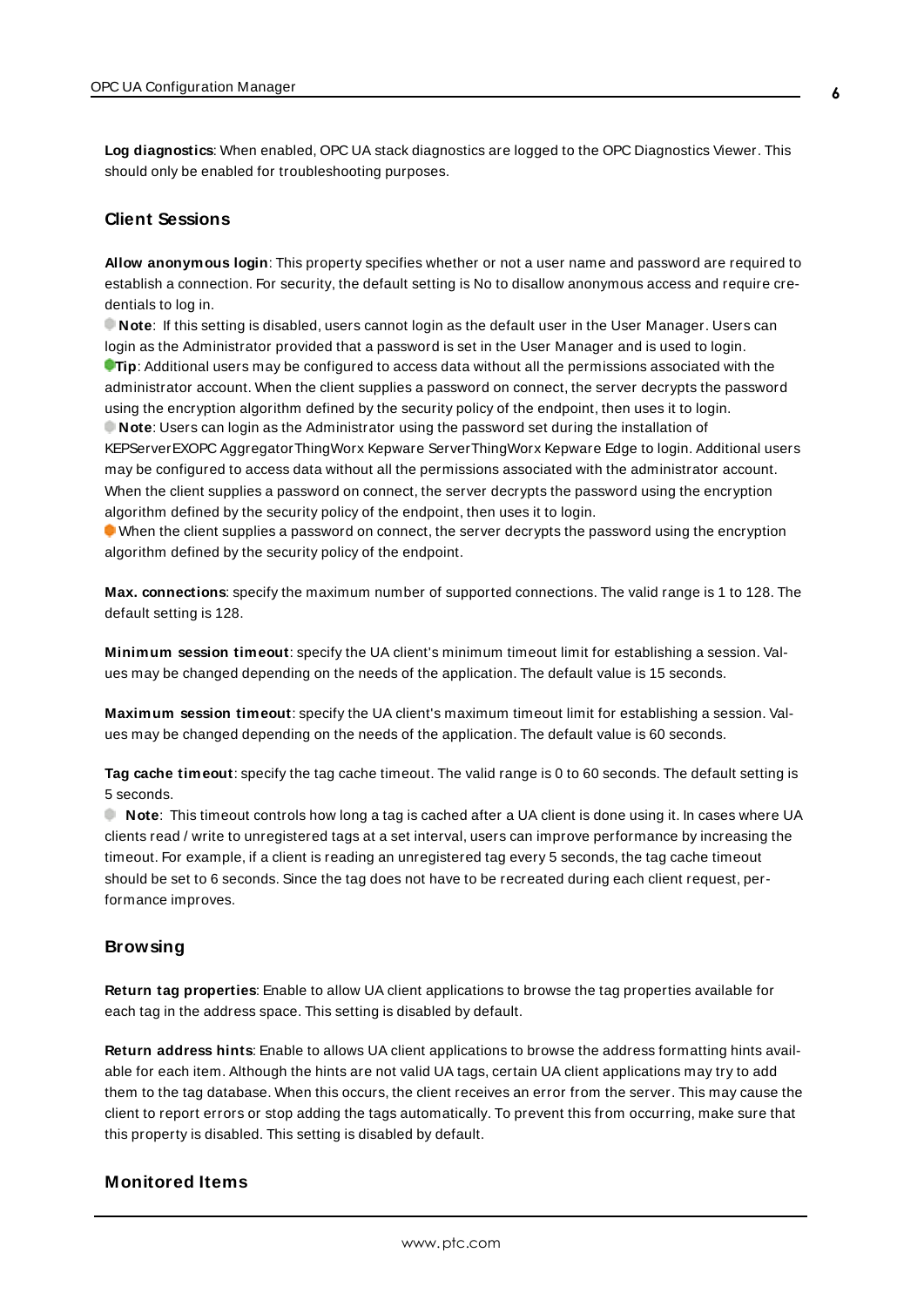**Log diagnostics**: When enabled, OPC UA stack diagnostics are logged to the OPC Diagnostics Viewer. This should only be enabled for troubleshooting purposes.

## Client Sessions

**Allow anonymous login**: This property specifies whether or not a user name and password are required to establish a connection. For security, the default setting is No to disallow anonymous access and require credentials to log in.

**Note**: If this setting is disabled, users cannot login as the default user in the User Manager. Users can login as the Administrator provided that a password is set in the User Manager and is used to login.

**Tip**: Additional users may be configured to access data without all the permissions associated with the administrator account. When the client supplies a password on connect, the server decrypts the password using the encryption algorithm defined by the security policy of the endpoint, then uses it to login.

**Note**: Users can login as the Administrator using the password set during the installation of KEPServerEXOPC AggregatorThingWorx Kepware ServerThingWorx Kepware Edge to login. Additional users may be configured to access data without all the permissions associated with the administrator account. When the client supplies a password on connect, the server decrypts the password using the encryption algorithm defined by the security policy of the endpoint, then uses it to login.

When the client supplies a password on connect, the server decrypts the password using the encryption algorithm defined by the security policy of the endpoint.

**Max. connections**: specify the maximum number of supported connections. The valid range is 1 to 128. The default setting is 128.

**Minimum session timeout**: specify the UA client's minimum timeout limit for establishing a session. Values may be changed depending on the needs of the application. The default value is 15 seconds.

**Maximum session timeout**: specify the UA client's maximum timeout limit for establishing a session. Values may be changed depending on the needs of the application. The default value is 60 seconds.

**Tag cache timeout**: specify the tag cache timeout. The valid range is 0 to 60 seconds. The default setting is 5 seconds.

**Note**: This timeout controls how long a tag is cached after a UA client is done using it. In cases where UA clients read / write to unregistered tags at a set interval, users can improve performance by increasing the timeout. For example, if a client is reading an unregistered tag every 5 seconds, the tag cache timeout should be set to 6 seconds. Since the tag does not have to be recreated during each client request, performance improves.

## Browsing

**Return tag properties**: Enable to allow UA client applications to browse the tag properties available for each tag in the address space. This setting is disabled by default.

**Return address hints**: Enable to allows UA client applications to browse the address formatting hints available for each item. Although the hints are not valid UA tags, certain UA client applications may try to add them to the tag database. When this occurs, the client receives an error from the server. This may cause the client to report errors or stop adding the tags automatically. To prevent this from occurring, make sure that this property is disabled. This setting is disabled by default.

## Monitored Items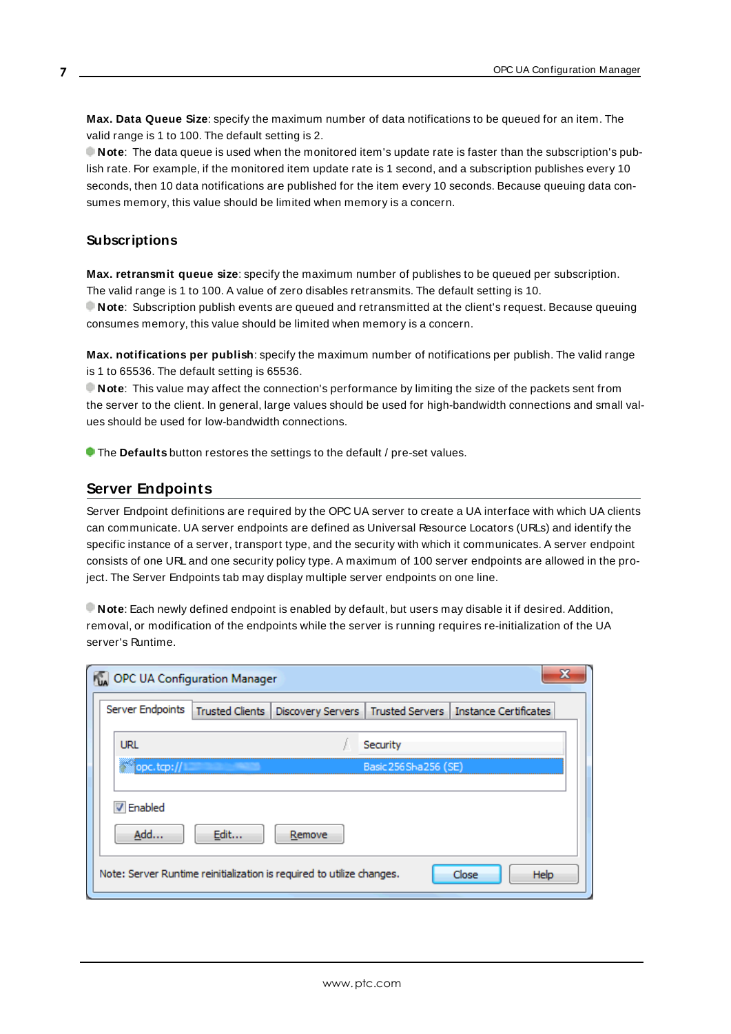**Max. Data Queue Size**: specify the maximum number of data notifications to be queued for an item. The valid range is 1 to 100. The default setting is 2.

**Note**: The data queue is used when the monitored item's update rate is faster than the subscription's publish rate. For example, if the monitored item update rate is 1 second, and a subscription publishes every 10 seconds, then 10 data notifications are published for the item every 10 seconds. Because queuing data consumes memory, this value should be limited when memory is a concern.

### Subscriptions

**Max. retransmit queue size**: specify the maximum number of publishes to be queued per subscription. The valid range is 1 to 100. A value of zero disables retransmits. The default setting is 10.

**Note**: Subscription publish events are queued and retransmitted at the client's request. Because queuing consumes memory, this value should be limited when memory is a concern.

**Max. notifications per publish**: specify the maximum number of notifications per publish. The valid range is 1 to 65536. The default setting is 65536.

**Note**: This value may affect the connection's performance by limiting the size of the packets sent from the server to the client. In general, large values should be used for high-bandwidth connections and small values should be used for low-bandwidth connections.

The **Defaults** button restores the settings to the default / pre-set values.

## Server Endpoints

Server Endpoint definitions are required by the OPC UA server to create a UA interface with which UA clients can communicate. UA server endpoints are defined as Universal Resource Locators (URLs) and identify the specific instance of a server, transport type, and the security with which it communicates. A server endpoint consists of one URL and one security policy type. A maximum of 100 server endpoints are allowed in the project. The Server Endpoints tab may display multiple server endpoints on one line.

**Note**: Each newly defined endpoint is enabled by default, but users may disable it if desired. Addition, removal, or modification of the endpoints while the server is running requires re-initialization of the UA server's Runtime.

OPC UA Configuration Manager

Server Endpoints | Trusted Clients | Discovery Servers | Trusted Servers | Instance Certificates

| URL | Security |
| --- | --- |
| opc.tcp:// | Basic256Sha256 (SE) |

Enabled

Add... Edit... Remove

Note: Server Runtime reinitialization is required to utilize changes. Close Help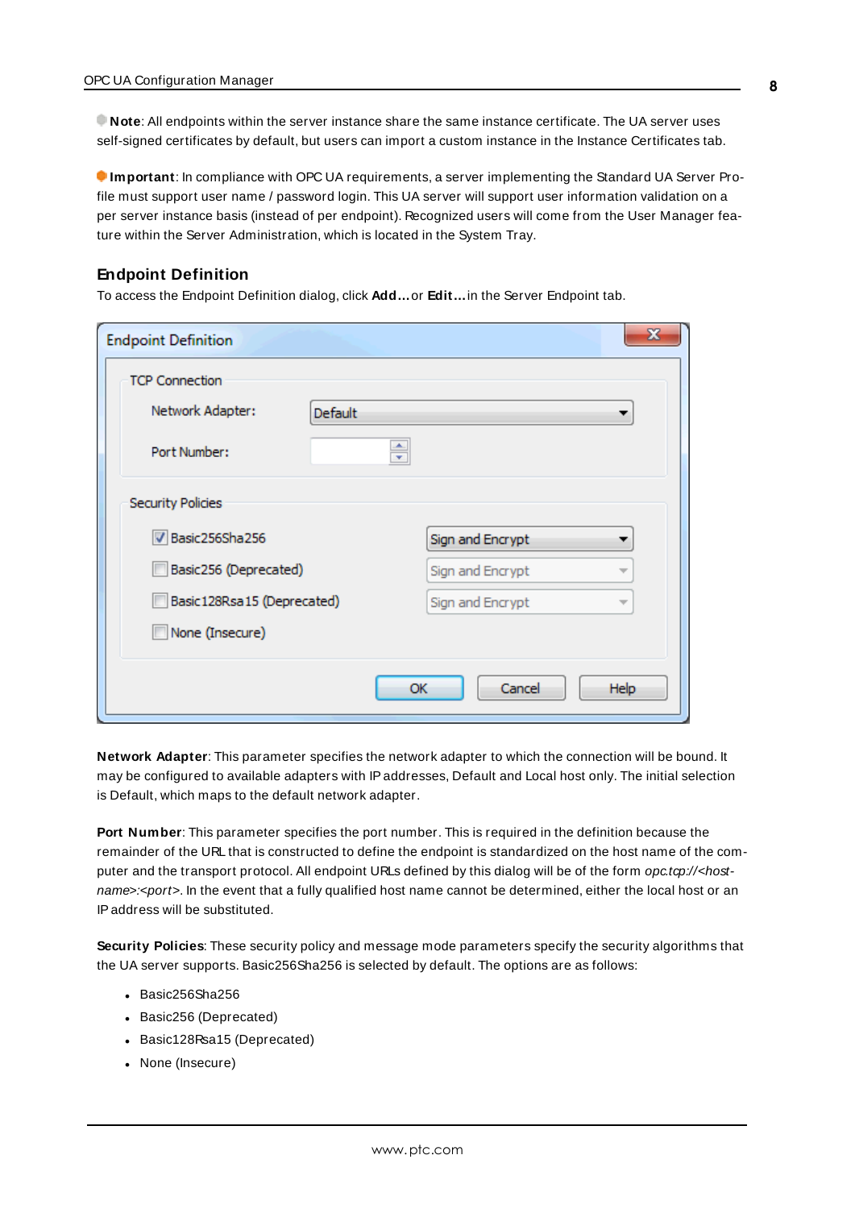**Note**: All endpoints within the server instance share the same instance certificate. The UA server uses self-signed certificates by default, but users can import a custom instance in the Instance Certificates tab.

**Important**: In compliance with OPC UA requirements, a server implementing the Standard UA Server Profile must support user name / password login. This UA server will support user information validation on a per server instance basis (instead of per endpoint). Recognized users will come from the User Manager feature within the Server Administration, which is located in the System Tray.

## Endpoint Definition

To access the Endpoint Definition dialog, click **Add...** or **Edit...** in the Server Endpoint tab.

**Network Adapter**: This parameter specifies the network adapter to which the connection will be bound. It may be configured to available adapters with IP addresses, Default and Local host only. The initial selection is Default, which maps to the default network adapter.

**Port Number**: This parameter specifies the port number. This is required in the definition because the remainder of the URL that is constructed to define the endpoint is standardized on the host name of the computer and the transport protocol. All endpoint URLs defined by this dialog will be of the form *opc.tcp://<hostname>:<port>*. In the event that a fully qualified host name cannot be determined, either the local host or an IP address will be substituted.

**Security Policies**: These security policy and message mode parameters specify the security algorithms that the UA server supports. Basic256Sha256 is selected by default. The options are as follows:

- Basic256Sha256
- Basic256 (Deprecated)
- Basic128Rsa15 (Deprecated)
- None (Insecure)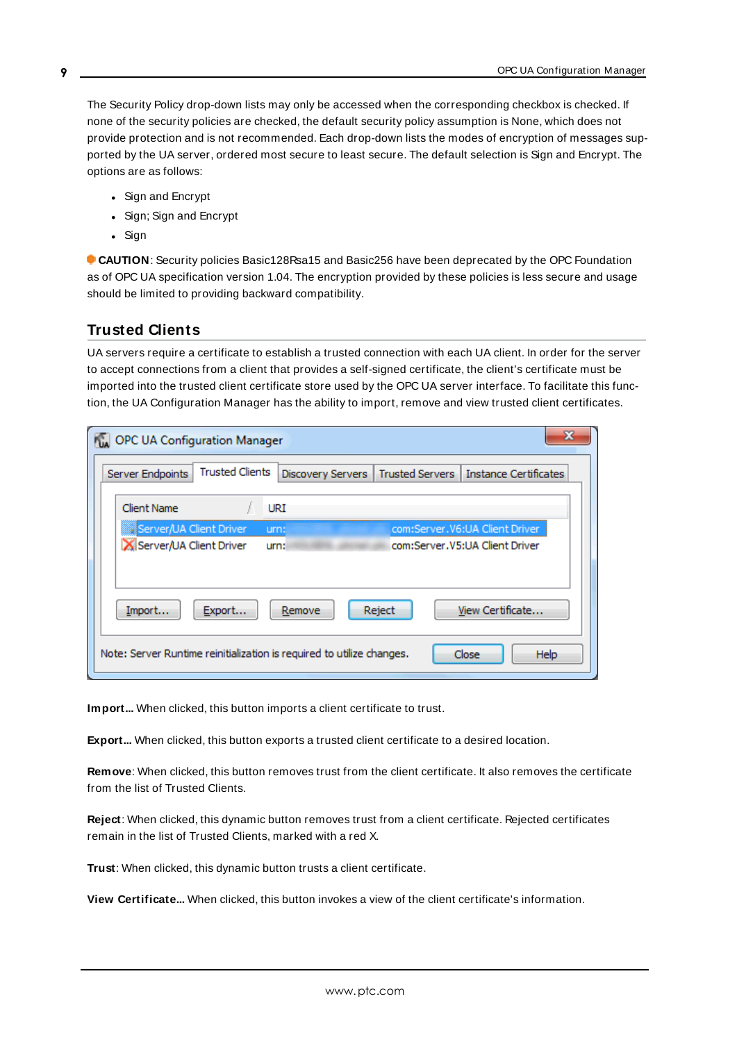The Security Policy drop-down lists may only be accessed when the corresponding checkbox is checked. If none of the security policies are checked, the default security policy assumption is None, which does not provide protection and is not recommended. Each drop-down lists the modes of encryption of messages supported by the UA server, ordered most secure to least secure. The default selection is Sign and Encrypt. The options are as follows:

- Sign and Encrypt
- Sign; Sign and Encrypt
- Sign

**CAUTION**: Security policies Basic128Rsa15 and Basic256 have been deprecated by the OPC Foundation as of OPC UA specification version 1.04. The encryption provided by these policies is less secure and usage should be limited to providing backward compatibility.

## Trusted Clients

UA servers require a certificate to establish a trusted connection with each UA client. In order for the server to accept connections from a client that provides a self-signed certificate, the client's certificate must be imported into the trusted client certificate store used by the OPC UA server interface. To facilitate this function, the UA Configuration Manager has the ability to import, remove and view trusted client certificates.

**Import...** When clicked, this button imports a client certificate to trust.

**Export...** When clicked, this button exports a trusted client certificate to a desired location.

**Remove**: When clicked, this button removes trust from the client certificate. It also removes the certificate from the list of Trusted Clients.

**Reject**: When clicked, this dynamic button removes trust from a client certificate. Rejected certificates remain in the list of Trusted Clients, marked with a red X.

**Trust**: When clicked, this dynamic button trusts a client certificate.

**View Certificate...** When clicked, this button invokes a view of the client certificate's information.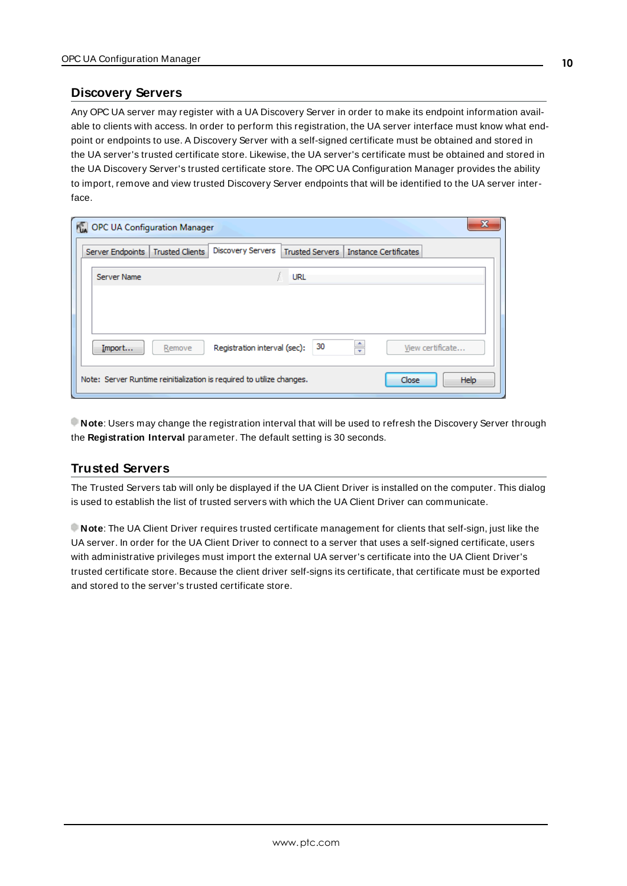## Discovery Servers

Any OPC UA server may register with a UA Discovery Server in order to make its endpoint information available to clients with access. In order to perform this registration, the UA server interface must know what endpoint or endpoints to use. A Discovery Server with a self-signed certificate must be obtained and stored in the UA server's trusted certificate store. Likewise, the UA server's certificate must be obtained and stored in the UA Discovery Server's trusted certificate store. The OPC UA Configuration Manager provides the ability to import, remove and view trusted Discovery Server endpoints that will be identified to the UA server interface.

**Note**: Users may change the registration interval that will be used to refresh the Discovery Server through the **Registration Interval** parameter. The default setting is 30 seconds.

## Trusted Servers

The Trusted Servers tab will only be displayed if the UA Client Driver is installed on the computer. This dialog is used to establish the list of trusted servers with which the UA Client Driver can communicate.

**Note**: The UA Client Driver requires trusted certificate management for clients that self-sign, just like the UA server. In order for the UA Client Driver to connect to a server that uses a self-signed certificate, users with administrative privileges must import the external UA server's certificate into the UA Client Driver's trusted certificate store. Because the client driver self-signs its certificate, that certificate must be exported and stored to the server's trusted certificate store.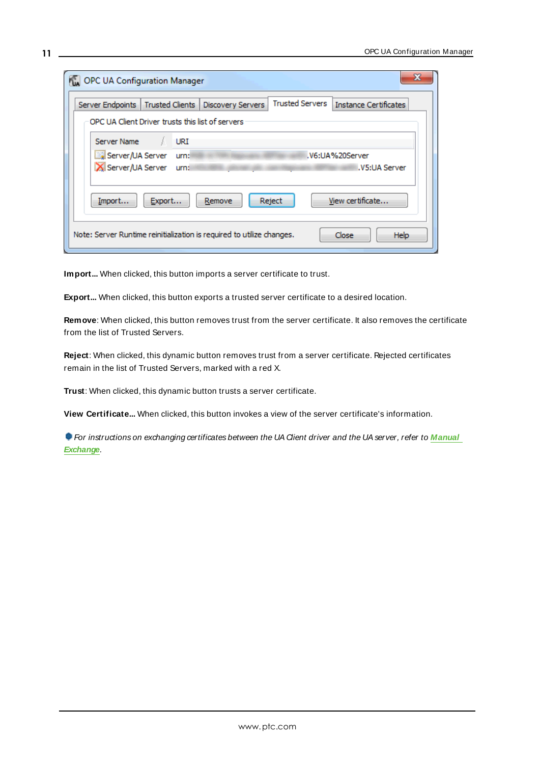**Import...** When clicked, this button imports a server certificate to trust.

**Export...** When clicked, this button exports a trusted server certificate to a desired location.

**Remove**: When clicked, this button removes trust from the server certificate. It also removes the certificate from the list of Trusted Servers.

**Reject**: When clicked, this dynamic button removes trust from a server certificate. Rejected certificates remain in the list of Trusted Servers, marked with a red X.

**Trust**: When clicked, this dynamic button trusts a server certificate.

**View Certificate...** When clicked, this button invokes a view of the server certificate's information.

*For instructions on exchanging certificates between the UA Client driver and the UA server, refer to **Manual Exchange**.*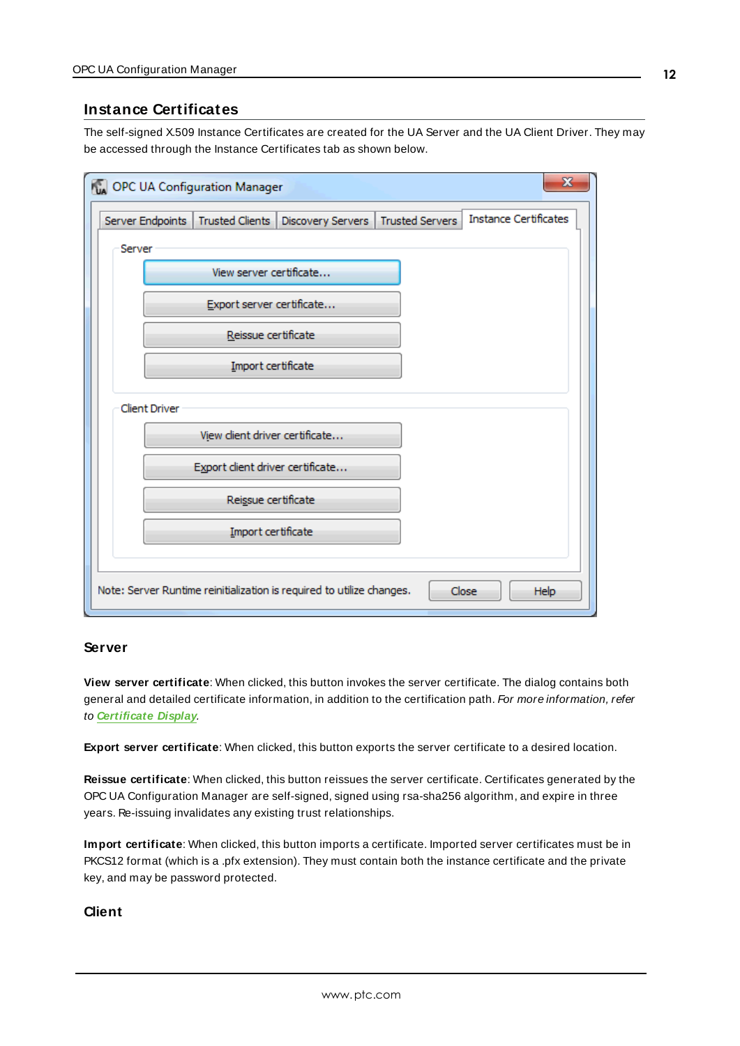## Instance Certificates

The self-signed X.509 Instance Certificates are created for the UA Server and the UA Client Driver. They may be accessed through the Instance Certificates tab as shown below.

### Server

**View server certificate**: When clicked, this button invokes the server certificate. The dialog contains both general and detailed certificate information, in addition to the certification path. *For more information, refer to* ***Certificate Display***.

**Export server certificate**: When clicked, this button exports the server certificate to a desired location.

**Reissue certificate**: When clicked, this button reissues the server certificate. Certificates generated by the OPC UA Configuration Manager are self-signed, signed using rsa-sha256 algorithm, and expire in three years. Re-issuing invalidates any existing trust relationships.

**Import certificate**: When clicked, this button imports a certificate. Imported server certificates must be in PKCS12 format (which is a .pfx extension). They must contain both the instance certificate and the private key, and may be password protected.

### Client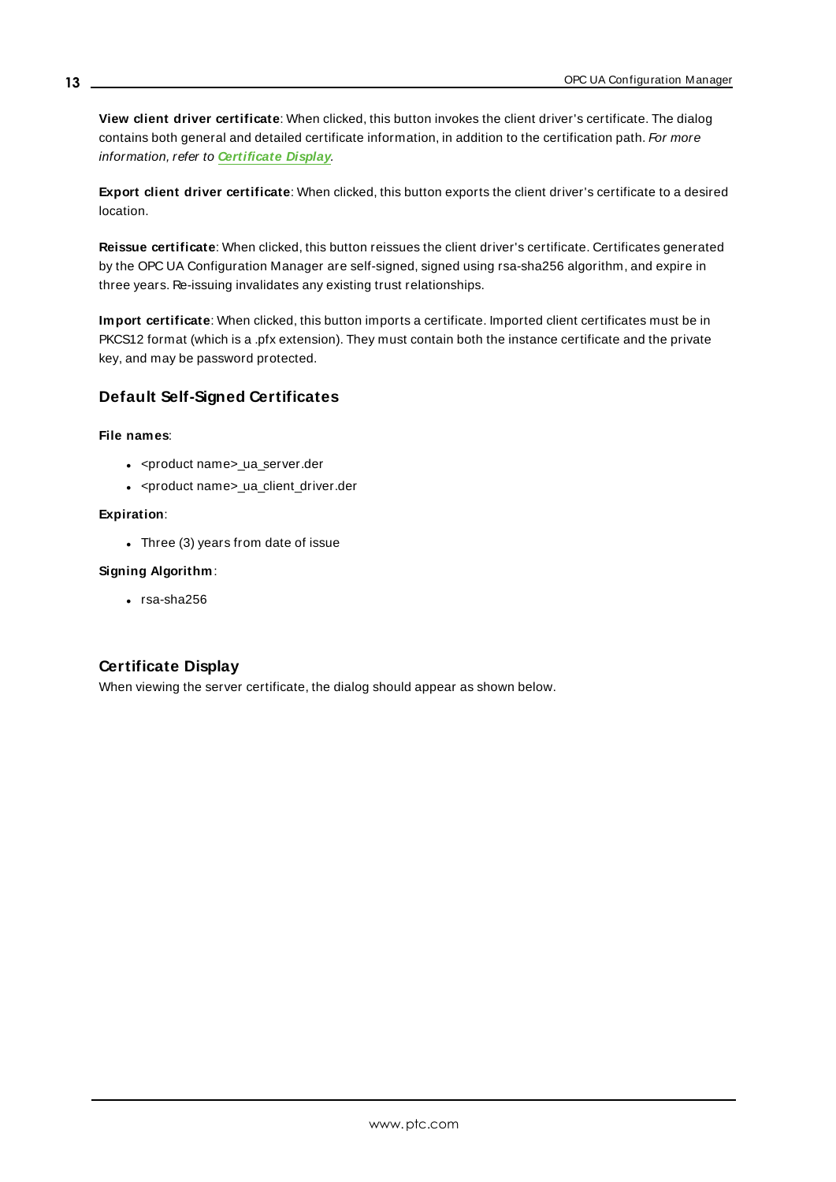**View client driver certificate**: When clicked, this button invokes the client driver's certificate. The dialog contains both general and detailed certificate information, in addition to the certification path. *For more information, refer to* ***Certificate Display***.

**Export client driver certificate**: When clicked, this button exports the client driver's certificate to a desired location.

**Reissue certificate**: When clicked, this button reissues the client driver's certificate. Certificates generated by the OPC UA Configuration Manager are self-signed, signed using rsa-sha256 algorithm, and expire in three years. Re-issuing invalidates any existing trust relationships.

**Import certificate**: When clicked, this button imports a certificate. Imported client certificates must be in PKCS12 format (which is a .pfx extension). They must contain both the instance certificate and the private key, and may be password protected.

## Default Self-Signed Certificates

**File names**:

- <product name>_ua_server.der
- <product name>_ua_client_driver.der

**Expiration**:

- Three (3) years from date of issue

**Signing Algorithm**:

- rsa-sha256

## Certificate Display

When viewing the server certificate, the dialog should appear as shown below.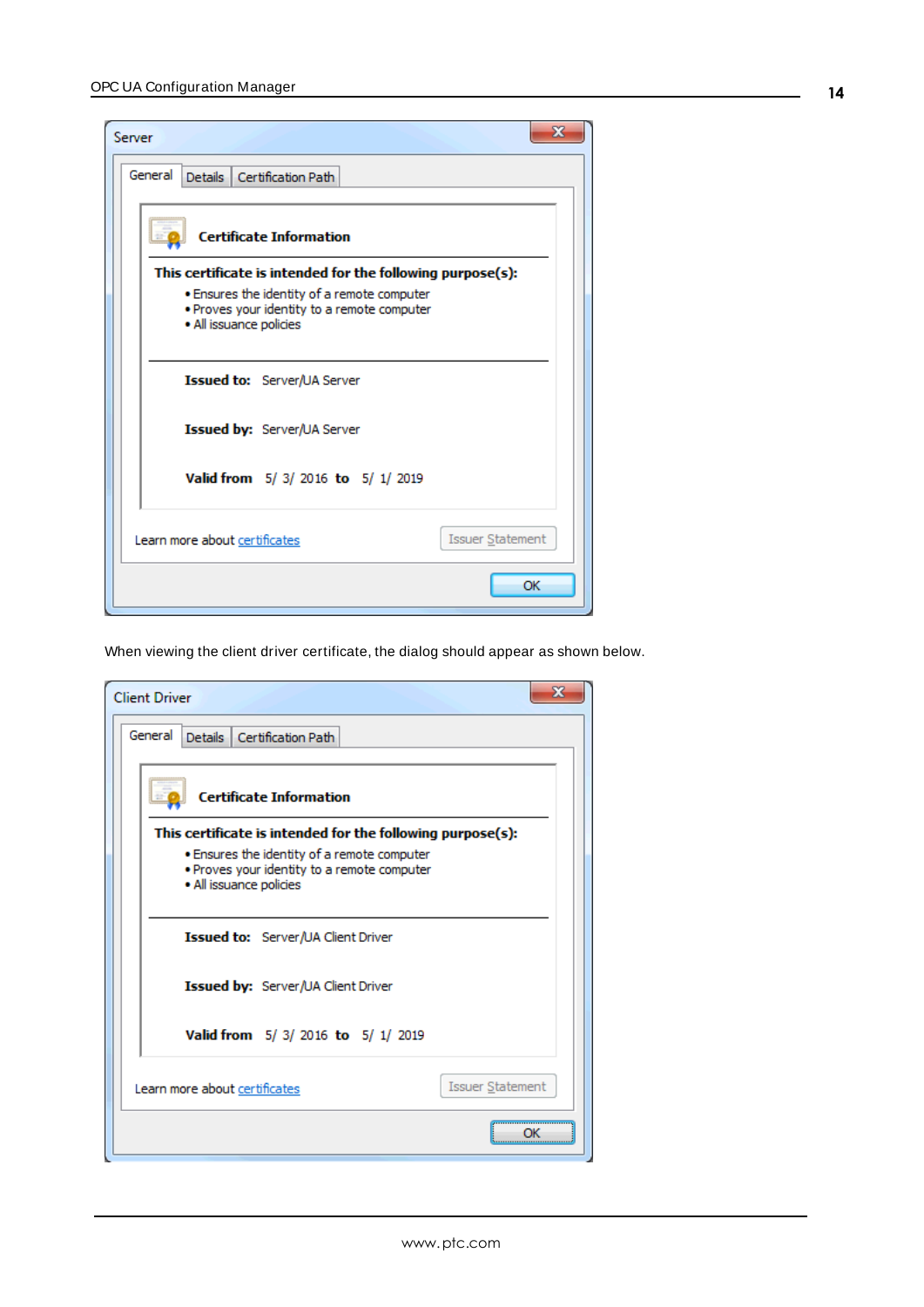Server

General | Details | Certification Path

**Certificate Information**

**This certificate is intended for the following purpose(s):**

- Ensures the identity of a remote computer
- Proves your identity to a remote computer
- All issuance policies

**Issued to:** Server/UA Server

**Issued by:** Server/UA Server

**Valid from** 5/ 3/ 2016 **to** 5/ 1/ 2019

Learn more about certificates

Issuer Statement

OK

When viewing the client driver certificate, the dialog should appear as shown below.

Client Driver

General | Details | Certification Path

**Certificate Information**

**This certificate is intended for the following purpose(s):**

- Ensures the identity of a remote computer
- Proves your identity to a remote computer
- All issuance policies

**Issued to:** Server/UA Client Driver

**Issued by:** Server/UA Client Driver

**Valid from** 5/ 3/ 2016 **to** 5/ 1/ 2019

Learn more about certificates

Issuer Statement

OK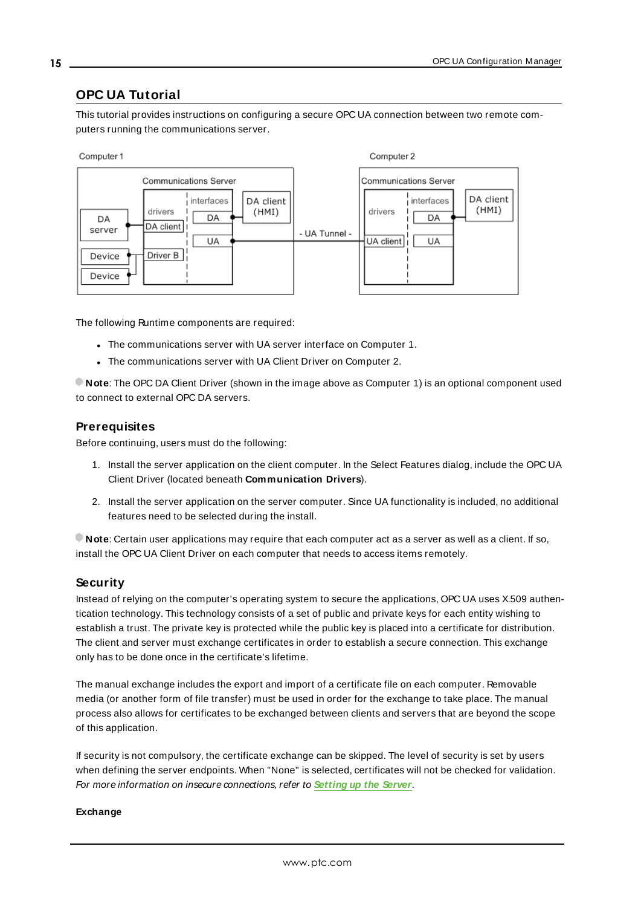## OPC UA Tutorial

This tutorial provides instructions on configuring a secure OPC UA connection between two remote computers running the communications server.

The following Runtime components are required:

- The communications server with UA server interface on Computer 1.
- The communications server with UA Client Driver on Computer 2.

**Note**: The OPC DA Client Driver (shown in the image above as Computer 1) is an optional component used to connect to external OPC DA servers.

### Prerequisites

Before continuing, users must do the following:

1. Install the server application on the client computer. In the Select Features dialog, include the OPC UA Client Driver (located beneath **Communication Drivers**).
2. Install the server application on the server computer. Since UA functionality is included, no additional features need to be selected during the install.

**Note**: Certain user applications may require that each computer act as a server as well as a client. If so, install the OPC UA Client Driver on each computer that needs to access items remotely.

### Security

Instead of relying on the computer's operating system to secure the applications, OPC UA uses X.509 authentication technology. This technology consists of a set of public and private keys for each entity wishing to establish a trust. The private key is protected while the public key is placed into a certificate for distribution. The client and server must exchange certificates in order to establish a secure connection. This exchange only has to be done once in the certificate's lifetime.

The manual exchange includes the export and import of a certificate file on each computer. Removable media (or another form of file transfer) must be used in order for the exchange to take place. The manual process also allows for certificates to be exchanged between clients and servers that are beyond the scope of this application.

If security is not compulsory, the certificate exchange can be skipped. The level of security is set by users when defining the server endpoints. When "None" is selected, certificates will not be checked for validation. *For more information on insecure connections, refer to* ***Setting up the Server****.*

**Exchange**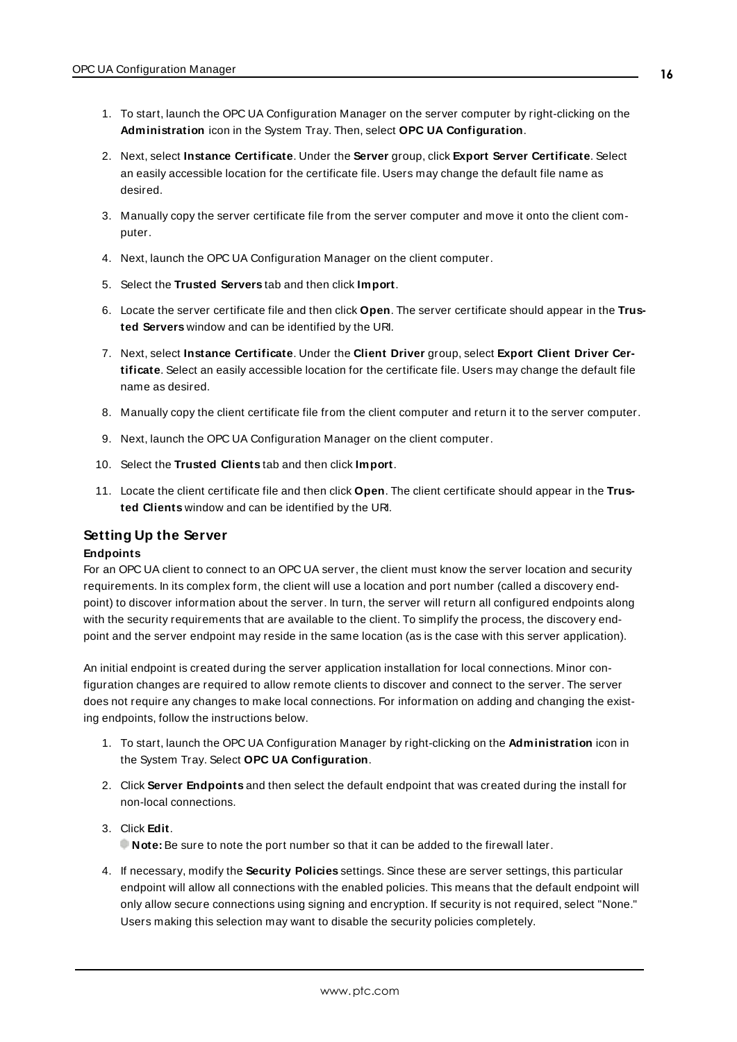1. To start, launch the OPC UA Configuration Manager on the server computer by right-clicking on the **Administration** icon in the System Tray. Then, select **OPC UA Configuration**.
2. Next, select **Instance Certificate**. Under the **Server** group, click **Export Server Certificate**. Select an easily accessible location for the certificate file. Users may change the default file name as desired.
3. Manually copy the server certificate file from the server computer and move it onto the client computer.
4. Next, launch the OPC UA Configuration Manager on the client computer.
5. Select the **Trusted Servers** tab and then click **Import**.
6. Locate the server certificate file and then click **Open**. The server certificate should appear in the **Trusted Servers** window and can be identified by the URI.
7. Next, select **Instance Certificate**. Under the **Client Driver** group, select **Export Client Driver Certificate**. Select an easily accessible location for the certificate file. Users may change the default file name as desired.
8. Manually copy the client certificate file from the client computer and return it to the server computer.
9. Next, launch the OPC UA Configuration Manager on the client computer.
10. Select the **Trusted Clients** tab and then click **Import**.
11. Locate the client certificate file and then click **Open**. The client certificate should appear in the **Trusted Clients** window and can be identified by the URI.

## Setting Up the Server

#### Endpoints

For an OPC UA client to connect to an OPC UA server, the client must know the server location and security requirements. In its complex form, the client will use a location and port number (called a discovery endpoint) to discover information about the server. In turn, the server will return all configured endpoints along with the security requirements that are available to the client. To simplify the process, the discovery endpoint and the server endpoint may reside in the same location (as is the case with this server application).

An initial endpoint is created during the server application installation for local connections. Minor configuration changes are required to allow remote clients to discover and connect to the server. The server does not require any changes to make local connections. For information on adding and changing the existing endpoints, follow the instructions below.

1. To start, launch the OPC UA Configuration Manager by right-clicking on the **Administration** icon in the System Tray. Select **OPC UA Configuration**.
2. Click **Server Endpoints** and then select the default endpoint that was created during the install for non-local connections.
3. Click **Edit**.

   **Note:** Be sure to note the port number so that it can be added to the firewall later.
4. If necessary, modify the **Security Policies** settings. Since these are server settings, this particular endpoint will allow all connections with the enabled policies. This means that the default endpoint will only allow secure connections using signing and encryption. If security is not required, select "None." Users making this selection may want to disable the security policies completely.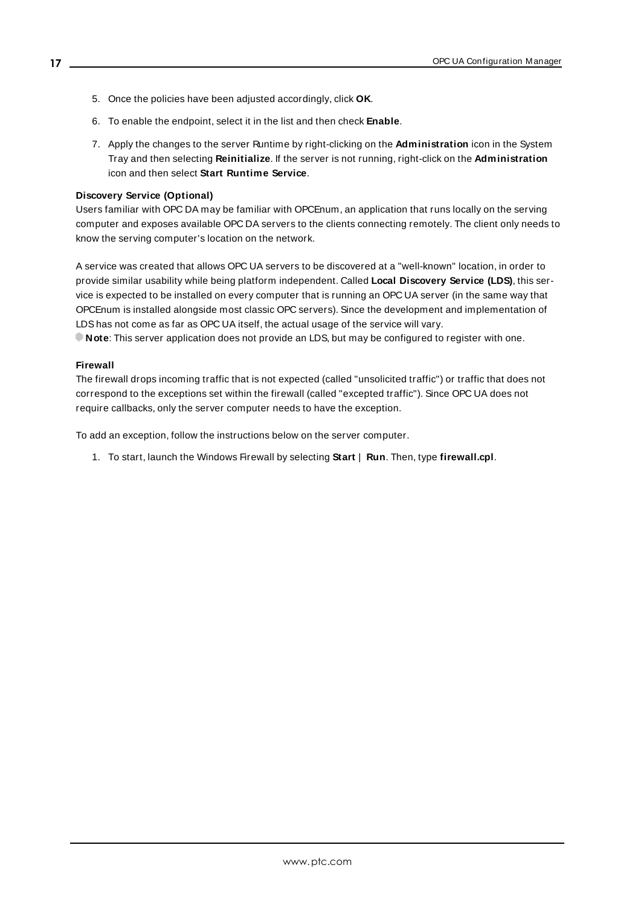5. Once the policies have been adjusted accordingly, click **OK**.
6. To enable the endpoint, select it in the list and then check **Enable**.
7. Apply the changes to the server Runtime by right-clicking on the **Administration** icon in the System Tray and then selecting **Reinitialize**. If the server is not running, right-click on the **Administration** icon and then select **Start Runtime Service**.

**Discovery Service (Optional)**

Users familiar with OPC DA may be familiar with OPCEnum, an application that runs locally on the serving computer and exposes available OPC DA servers to the clients connecting remotely. The client only needs to know the serving computer's location on the network.

A service was created that allows OPC UA servers to be discovered at a "well-known" location, in order to provide similar usability while being platform independent. Called **Local Discovery Service (LDS)**, this service is expected to be installed on every computer that is running an OPC UA server (in the same way that OPCEnum is installed alongside most classic OPC servers). Since the development and implementation of LDS has not come as far as OPC UA itself, the actual usage of the service will vary.

**Note**: This server application does not provide an LDS, but may be configured to register with one.

**Firewall**

The firewall drops incoming traffic that is not expected (called "unsolicited traffic") or traffic that does not correspond to the exceptions set within the firewall (called "excepted traffic"). Since OPC UA does not require callbacks, only the server computer needs to have the exception.

To add an exception, follow the instructions below on the server computer.

1. To start, launch the Windows Firewall by selecting **Start** | **Run**. Then, type **firewall.cpl**.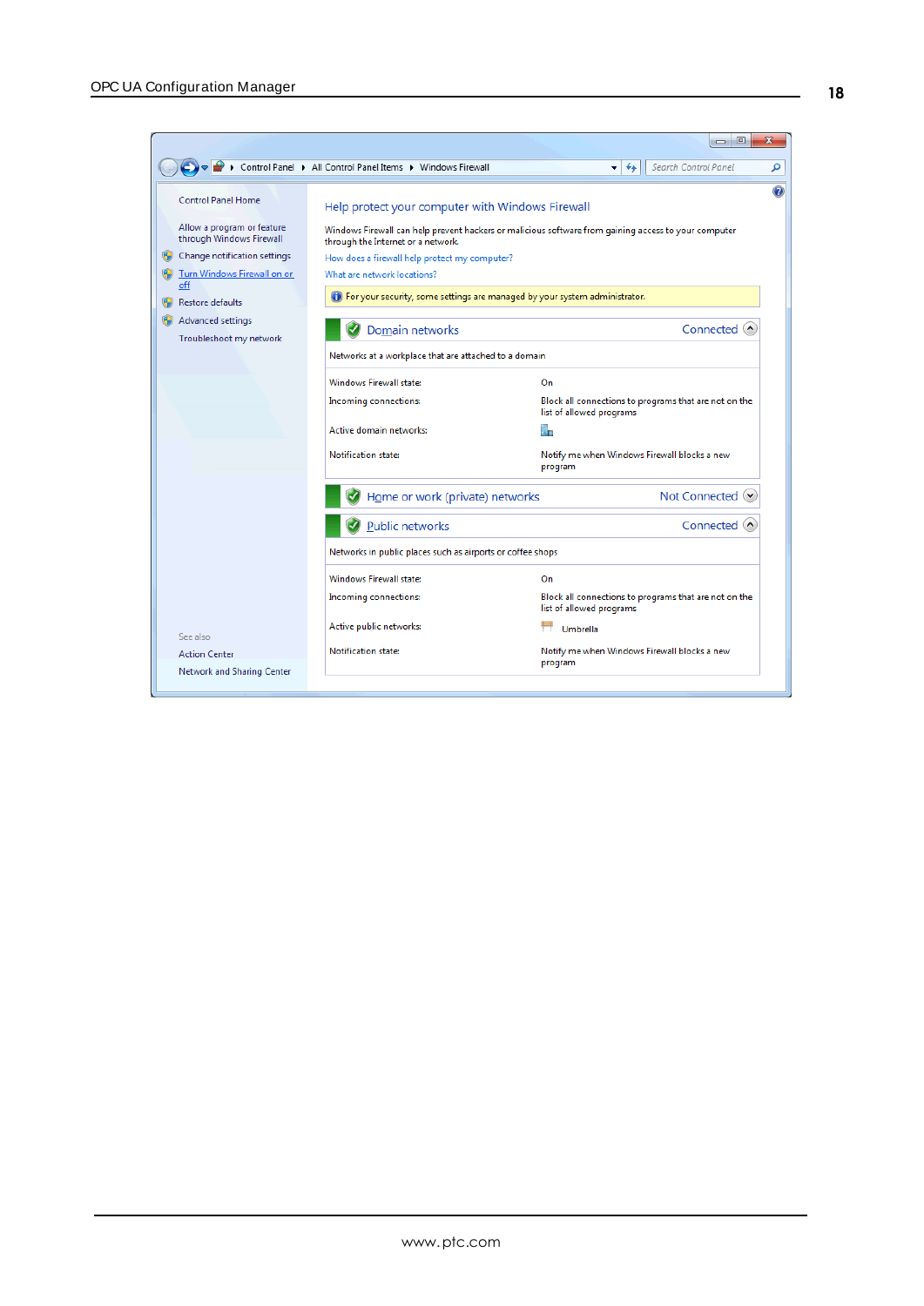Control Panel ▸ All Control Panel Items ▸ Windows Firewall

Control Panel Home

Allow a program or feature through Windows Firewall

Change notification settings

Turn Windows Firewall on or off

Restore defaults

Advanced settings

Troubleshoot my network

See also

Action Center

Network and Sharing Center

## Help protect your computer with Windows Firewall

Windows Firewall can help prevent hackers or malicious software from gaining access to your computer through the Internet or a network.

How does a firewall help protect my computer?

What are network locations?

For your security, some settings are managed by your system administrator.

### Domain networks — Connected

Networks at a workplace that are attached to a domain

| | |
|---|---|
| Windows Firewall state: | On |
| Incoming connections: | Block all connections to programs that are not on the list of allowed programs |
| Active domain networks: | |
| Notification state: | Notify me when Windows Firewall blocks a new program |

### Home or work (private) networks — Not Connected

### Public networks — Connected

Networks in public places such as airports or coffee shops

| | |
|---|---|
| Windows Firewall state: | On |
| Incoming connections: | Block all connections to programs that are not on the list of allowed programs |
| Active public networks: | Umbrella |
| Notification state: | Notify me when Windows Firewall blocks a new program |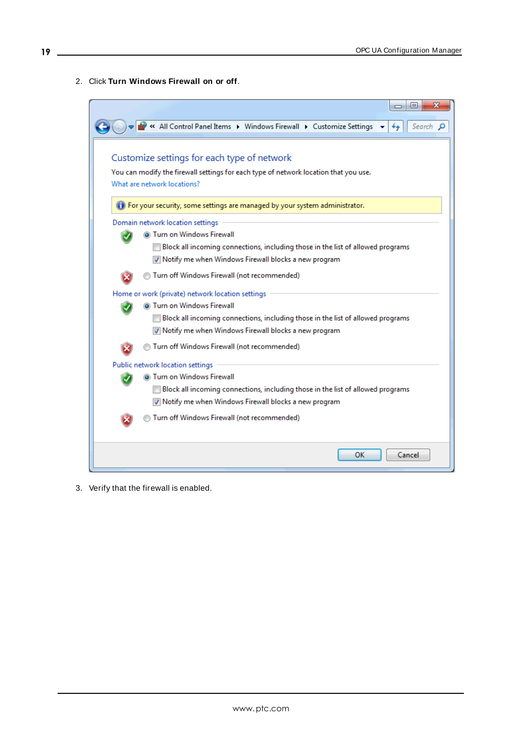2. Click **Turn Windows Firewall on or off**.

3. Verify that the firewall is enabled.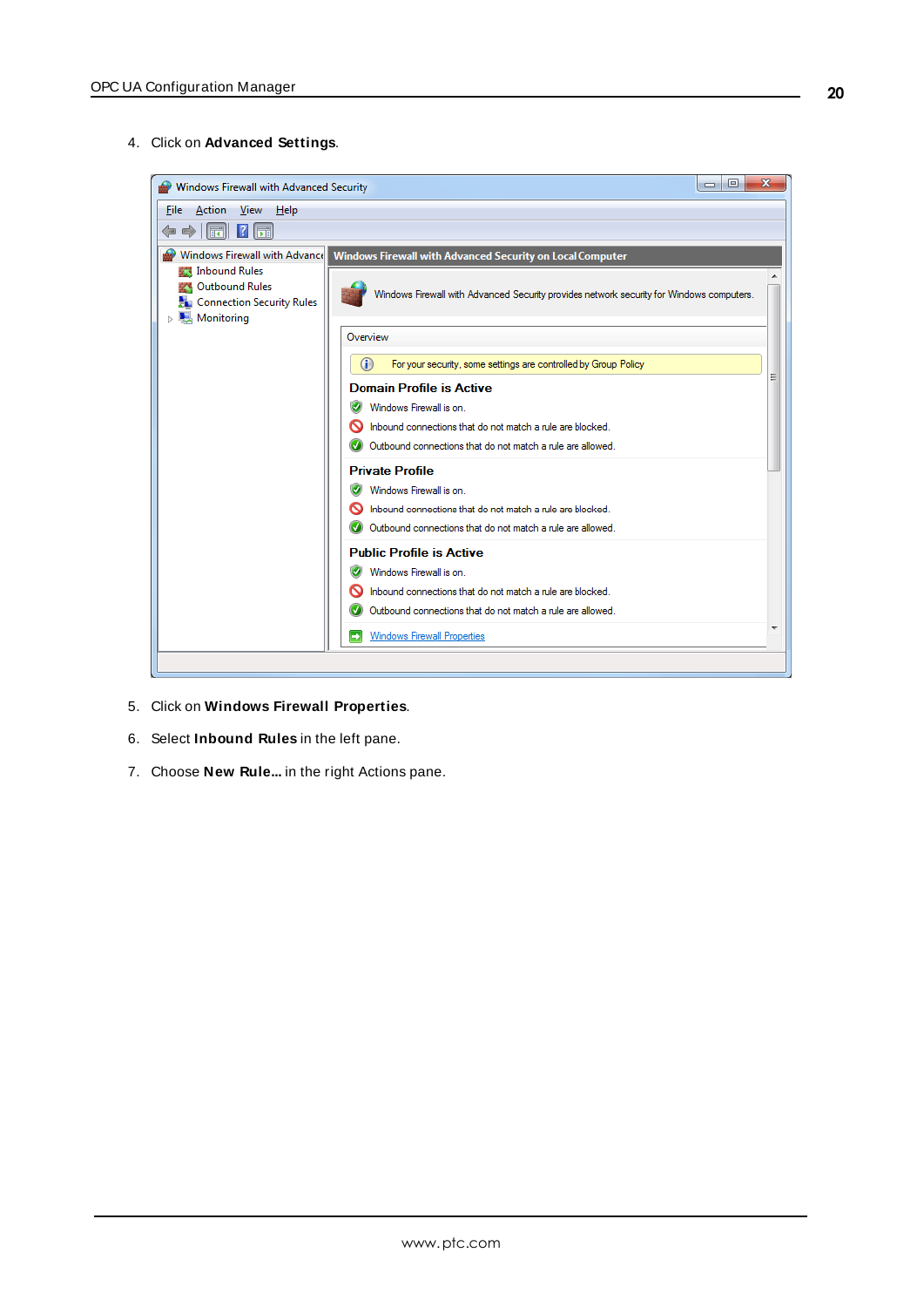4. Click on **Advanced Settings**.

5. Click on **Windows Firewall Properties**.

6. Select **Inbound Rules** in the left pane.

7. Choose **New Rule...** in the right Actions pane.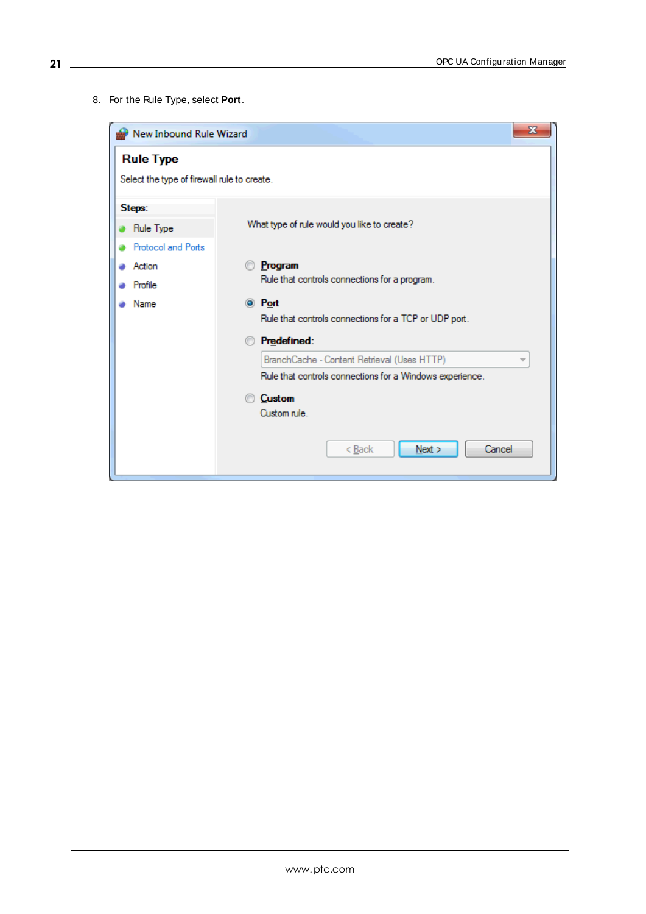8. For the Rule Type, select **Port**.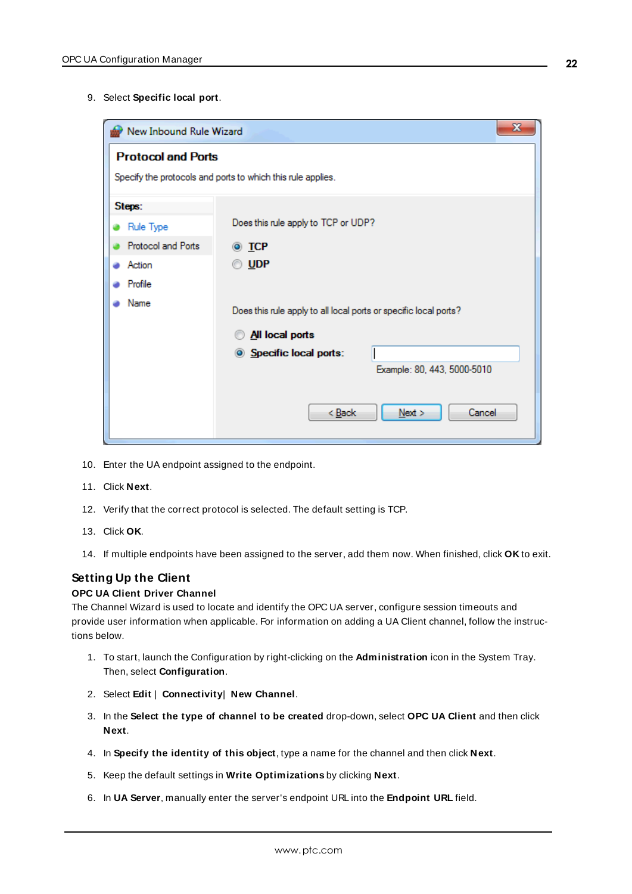9. Select **Specific local port**.

10. Enter the UA endpoint assigned to the endpoint.

11. Click **Next**.

12. Verify that the correct protocol is selected. The default setting is TCP.

13. Click **OK**.

14. If multiple endpoints have been assigned to the server, add them now. When finished, click **OK** to exit.

## Setting Up the Client

### OPC UA Client Driver Channel

The Channel Wizard is used to locate and identify the OPC UA server, configure session timeouts and provide user information when applicable. For information on adding a UA Client channel, follow the instructions below.

1. To start, launch the Configuration by right-clicking on the **Administration** icon in the System Tray. Then, select **Configuration**.

2. Select **Edit** | **Connectivity**| **New Channel**.

3. In the **Select the type of channel to be created** drop-down, select **OPC UA Client** and then click **Next**.

4. In **Specify the identity of this object**, type a name for the channel and then click **Next**.

5. Keep the default settings in **Write Optimizations** by clicking **Next**.

6. In **UA Server**, manually enter the server's endpoint URL into the **Endpoint URL** field.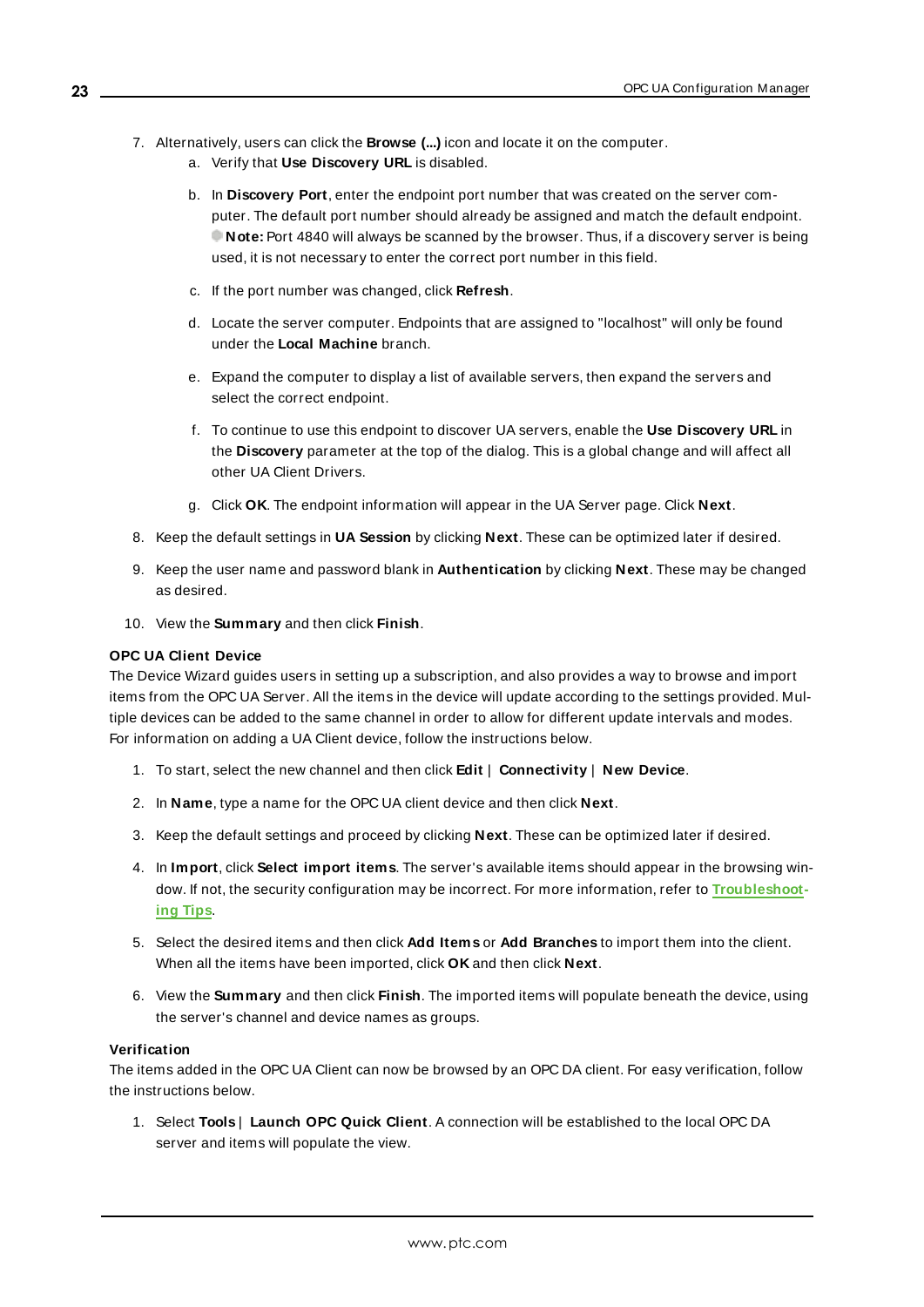7. Alternatively, users can click the **Browse (...)** icon and locate it on the computer.
   a. Verify that **Use Discovery URL** is disabled.
   b. In **Discovery Port**, enter the endpoint port number that was created on the server computer. The default port number should already be assigned and match the default endpoint. **Note:** Port 4840 will always be scanned by the browser. Thus, if a discovery server is being used, it is not necessary to enter the correct port number in this field.
   c. If the port number was changed, click **Refresh**.
   d. Locate the server computer. Endpoints that are assigned to "localhost" will only be found under the **Local Machine** branch.
   e. Expand the computer to display a list of available servers, then expand the servers and select the correct endpoint.
   f. To continue to use this endpoint to discover UA servers, enable the **Use Discovery URL** in the **Discovery** parameter at the top of the dialog. This is a global change and will affect all other UA Client Drivers.
   g. Click **OK**. The endpoint information will appear in the UA Server page. Click **Next**.
8. Keep the default settings in **UA Session** by clicking **Next**. These can be optimized later if desired.
9. Keep the user name and password blank in **Authentication** by clicking **Next**. These may be changed as desired.
10. View the **Summary** and then click **Finish**.

**OPC UA Client Device**

The Device Wizard guides users in setting up a subscription, and also provides a way to browse and import items from the OPC UA Server. All the items in the device will update according to the settings provided. Multiple devices can be added to the same channel in order to allow for different update intervals and modes. For information on adding a UA Client device, follow the instructions below.

1. To start, select the new channel and then click **Edit** | **Connectivity** | **New Device**.
2. In **Name**, type a name for the OPC UA client device and then click **Next**.
3. Keep the default settings and proceed by clicking **Next**. These can be optimized later if desired.
4. In **Import**, click **Select import items**. The server's available items should appear in the browsing window. If not, the security configuration may be incorrect. For more information, refer to **Troubleshooting Tips**.
5. Select the desired items and then click **Add Items** or **Add Branches** to import them into the client. When all the items have been imported, click **OK** and then click **Next**.
6. View the **Summary** and then click **Finish**. The imported items will populate beneath the device, using the server's channel and device names as groups.

**Verification**

The items added in the OPC UA Client can now be browsed by an OPC DA client. For easy verification, follow the instructions below.

1. Select **Tools** | **Launch OPC Quick Client**. A connection will be established to the local OPC DA server and items will populate the view.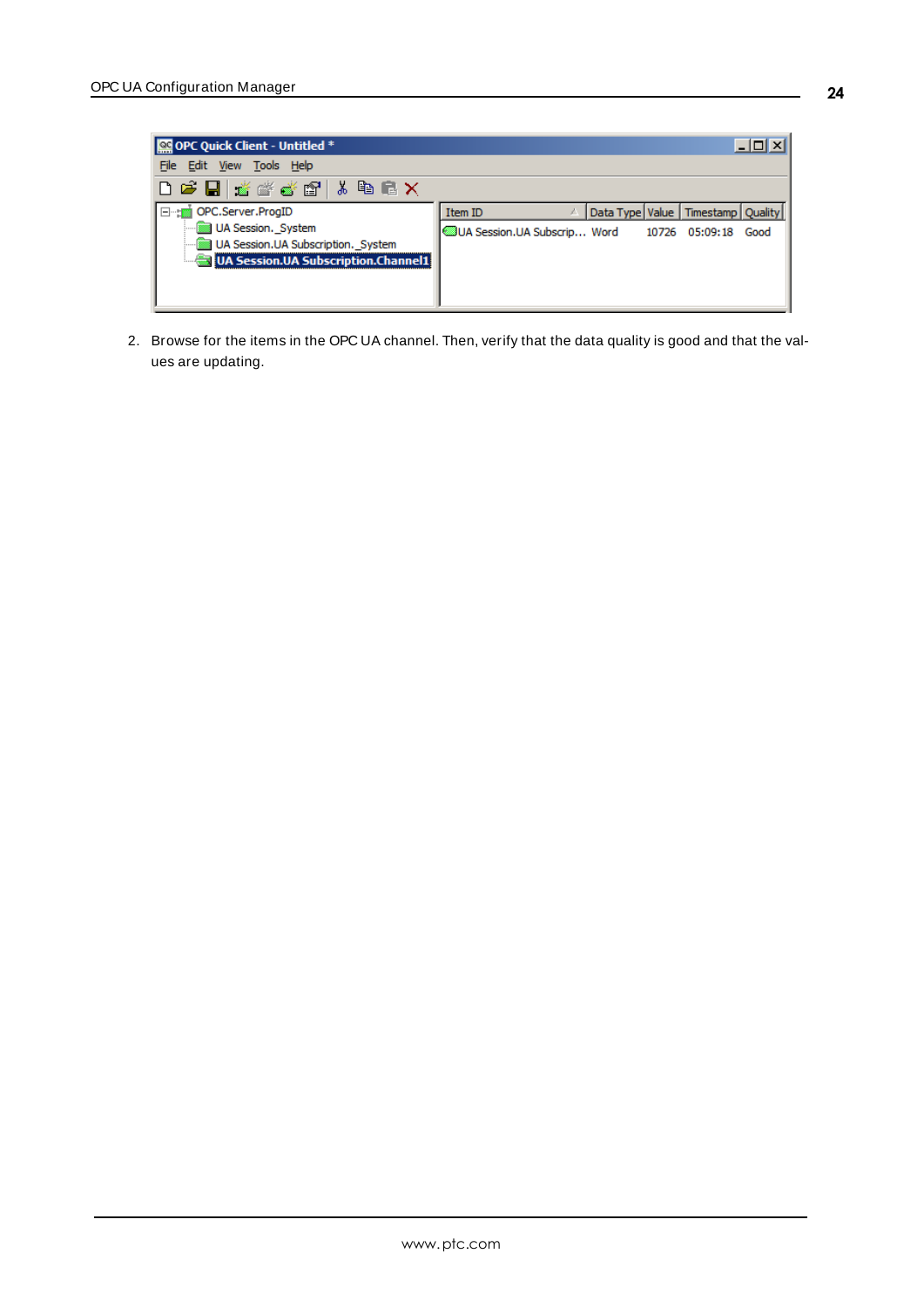2. Browse for the items in the OPC UA channel. Then, verify that the data quality is good and that the values are updating.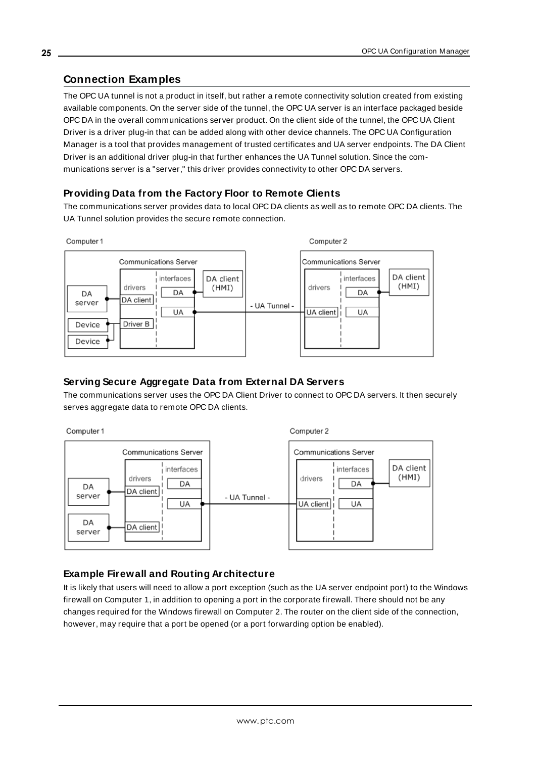## Connection Examples

The OPC UA tunnel is not a product in itself, but rather a remote connectivity solution created from existing available components. On the server side of the tunnel, the OPC UA server is an interface packaged beside OPC DA in the overall communications server product. On the client side of the tunnel, the OPC UA Client Driver is a driver plug-in that can be added along with other device channels. The OPC UA Configuration Manager is a tool that provides management of trusted certificates and UA server endpoints. The DA Client Driver is an additional driver plug-in that further enhances the UA Tunnel solution. Since the communications server is a "server," this driver provides connectivity to other OPC DA servers.

### Providing Data from the Factory Floor to Remote Clients

The communications server provides data to local OPC DA clients as well as to remote OPC DA clients. The UA Tunnel solution provides the secure remote connection.

### Serving Secure Aggregate Data from External DA Servers

The communications server uses the OPC DA Client Driver to connect to OPC DA servers. It then securely serves aggregate data to remote OPC DA clients.

### Example Firewall and Routing Architecture

It is likely that users will need to allow a port exception (such as the UA server endpoint port) to the Windows firewall on Computer 1, in addition to opening a port in the corporate firewall. There should not be any changes required for the Windows firewall on Computer 2. The router on the client side of the connection, however, may require that a port be opened (or a port forwarding option be enabled).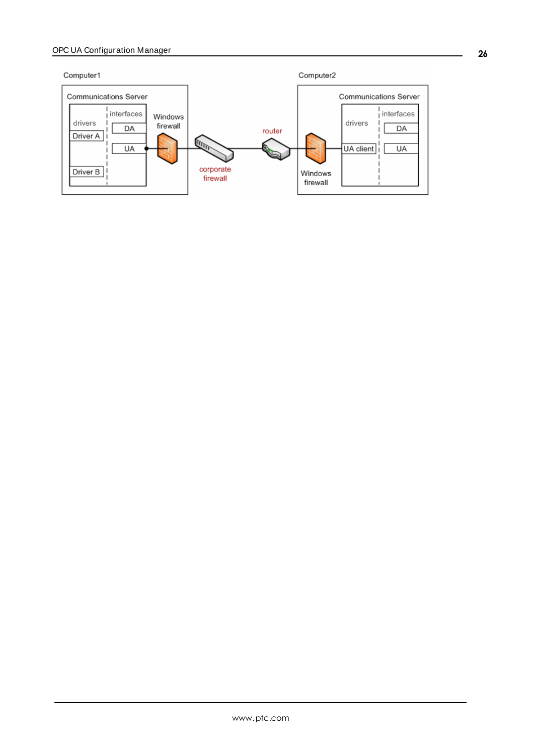Computer1

Communications Server

drivers | interfaces

Driver A

Driver B

DA

UA

Windows firewall

corporate firewall

router

Computer2

Windows firewall

Communications Server

drivers | interfaces

UA client

DA

UA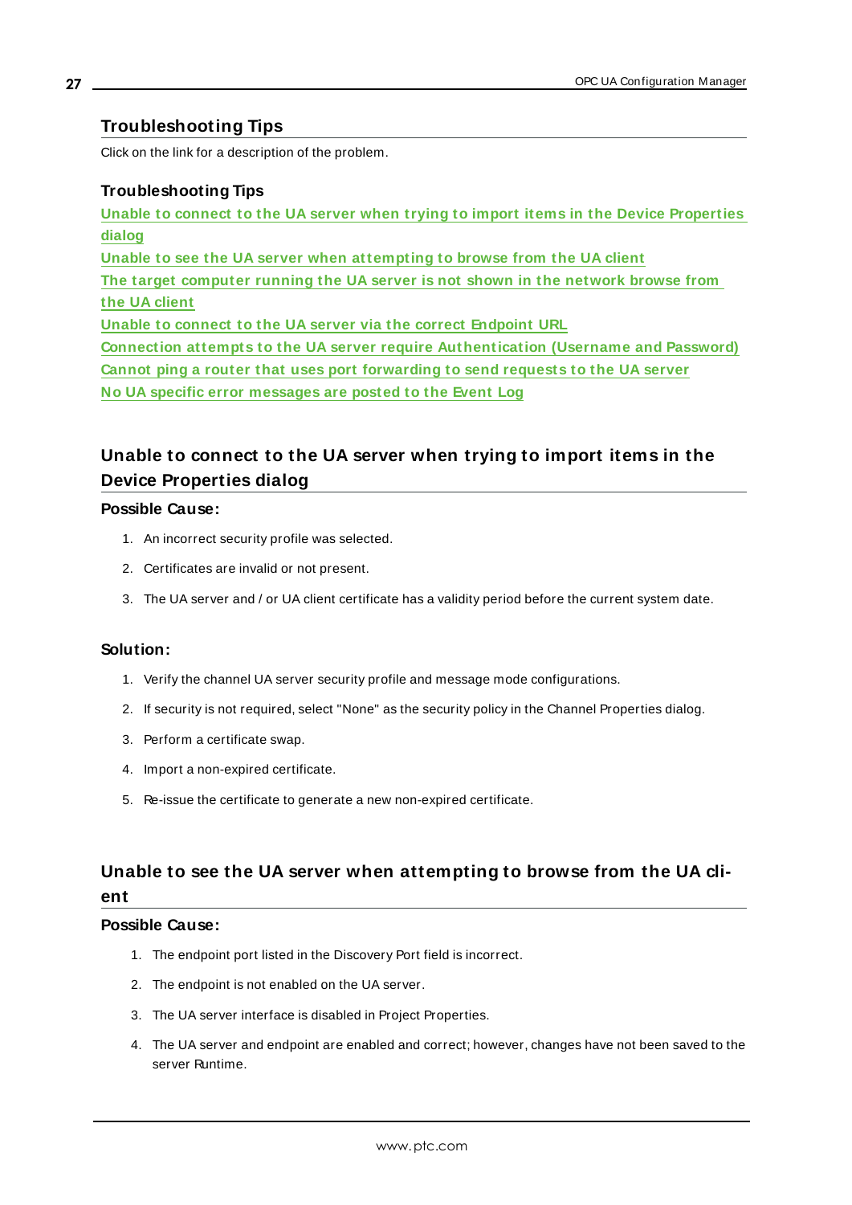## Troubleshooting Tips

Click on the link for a description of the problem.

### Troubleshooting Tips

[Unable to connect to the UA server when trying to import items in the Device Properties dialog]
[Unable to see the UA server when attempting to browse from the UA client]
[The target computer running the UA server is not shown in the network browse from the UA client]
[Unable to connect to the UA server via the correct Endpoint URL]
[Connection attempts to the UA server require Authentication (Username and Password)]
[Cannot ping a router that uses port forwarding to send requests to the UA server]
[No UA specific error messages are posted to the Event Log]

## Unable to connect to the UA server when trying to import items in the Device Properties dialog

**Possible Cause:**

1. An incorrect security profile was selected.
2. Certificates are invalid or not present.
3. The UA server and / or UA client certificate has a validity period before the current system date.

**Solution:**

1. Verify the channel UA server security profile and message mode configurations.
2. If security is not required, select "None" as the security policy in the Channel Properties dialog.
3. Perform a certificate swap.
4. Import a non-expired certificate.
5. Re-issue the certificate to generate a new non-expired certificate.

## Unable to see the UA server when attempting to browse from the UA client

**Possible Cause:**

1. The endpoint port listed in the Discovery Port field is incorrect.
2. The endpoint is not enabled on the UA server.
3. The UA server interface is disabled in Project Properties.
4. The UA server and endpoint are enabled and correct; however, changes have not been saved to the server Runtime.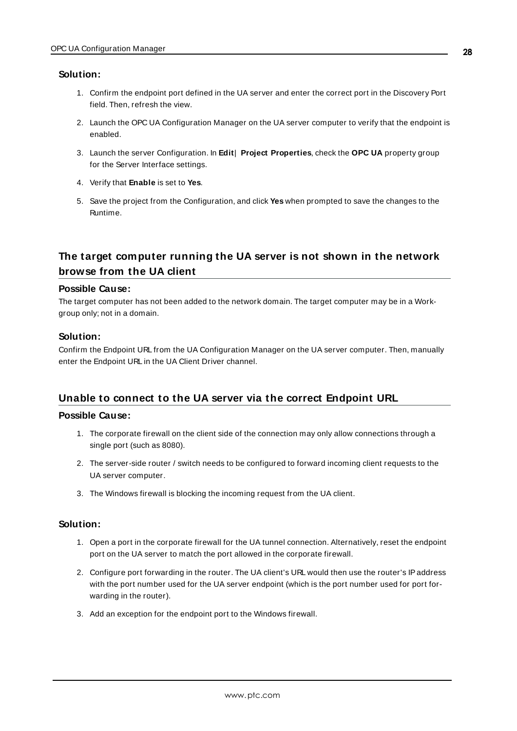### Solution:

1. Confirm the endpoint port defined in the UA server and enter the correct port in the Discovery Port field. Then, refresh the view.
2. Launch the OPC UA Configuration Manager on the UA server computer to verify that the endpoint is enabled.
3. Launch the server Configuration. In **Edit** | **Project Properties**, check the **OPC UA** property group for the Server Interface settings.
4. Verify that **Enable** is set to **Yes**.
5. Save the project from the Configuration, and click **Yes** when prompted to save the changes to the Runtime.

## The target computer running the UA server is not shown in the network browse from the UA client

### Possible Cause:

The target computer has not been added to the network domain. The target computer may be in a Workgroup only; not in a domain.

### Solution:

Confirm the Endpoint URL from the UA Configuration Manager on the UA server computer. Then, manually enter the Endpoint URL in the UA Client Driver channel.

## Unable to connect to the UA server via the correct Endpoint URL

### Possible Cause:

1. The corporate firewall on the client side of the connection may only allow connections through a single port (such as 8080).
2. The server-side router / switch needs to be configured to forward incoming client requests to the UA server computer.
3. The Windows firewall is blocking the incoming request from the UA client.

### Solution:

1. Open a port in the corporate firewall for the UA tunnel connection. Alternatively, reset the endpoint port on the UA server to match the port allowed in the corporate firewall.
2. Configure port forwarding in the router. The UA client's URL would then use the router's IP address with the port number used for the UA server endpoint (which is the port number used for port forwarding in the router).
3. Add an exception for the endpoint port to the Windows firewall.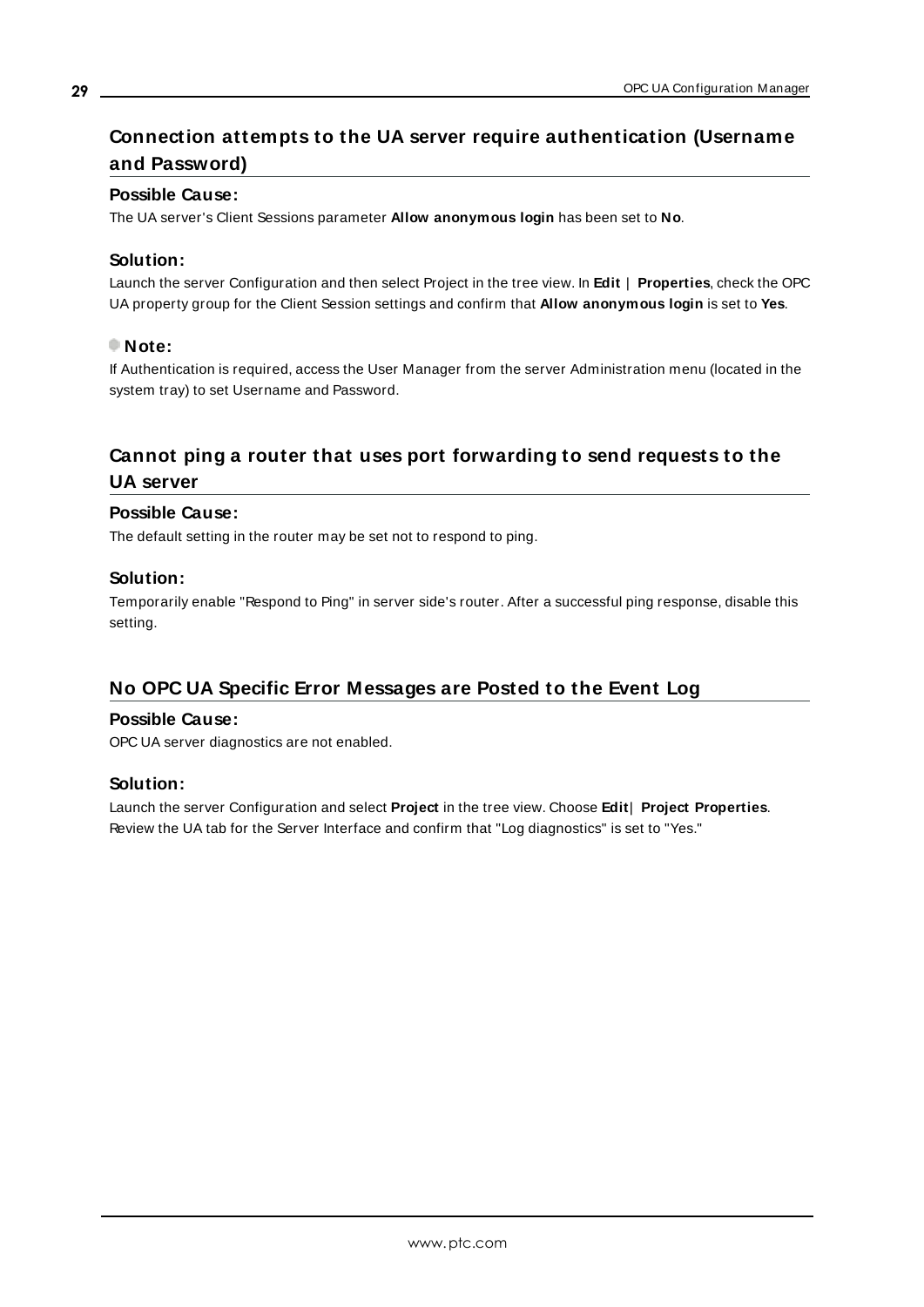## Connection attempts to the UA server require authentication (Username and Password)

### Possible Cause:

The UA server's Client Sessions parameter **Allow anonymous login** has been set to **No**.

### Solution:

Launch the server Configuration and then select Project in the tree view. In **Edit | Properties**, check the OPC UA property group for the Client Session settings and confirm that **Allow anonymous login** is set to **Yes**.

### Note:

If Authentication is required, access the User Manager from the server Administration menu (located in the system tray) to set Username and Password.

## Cannot ping a router that uses port forwarding to send requests to the UA server

### Possible Cause:

The default setting in the router may be set not to respond to ping.

### Solution:

Temporarily enable "Respond to Ping" in server side's router. After a successful ping response, disable this setting.

## No OPC UA Specific Error Messages are Posted to the Event Log

### Possible Cause:

OPC UA server diagnostics are not enabled.

### Solution:

Launch the server Configuration and select **Project** in the tree view. Choose **Edit| Project Properties**. Review the UA tab for the Server Interface and confirm that "Log diagnostics" is set to "Yes."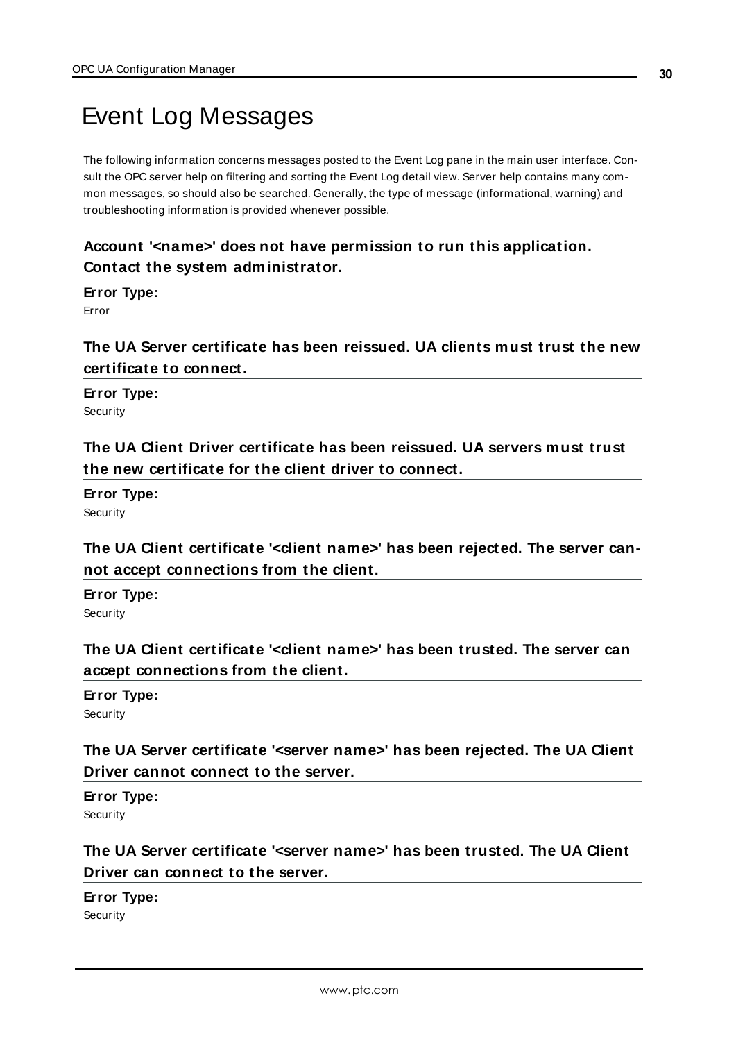# Event Log Messages

The following information concerns messages posted to the Event Log pane in the main user interface. Consult the OPC server help on filtering and sorting the Event Log detail view. Server help contains many common messages, so should also be searched. Generally, the type of message (informational, warning) and troubleshooting information is provided whenever possible.

### Account '<name>' does not have permission to run this application. Contact the system administrator.

**Error Type:**
Error

### The UA Server certificate has been reissued. UA clients must trust the new certificate to connect.

**Error Type:**
Security

### The UA Client Driver certificate has been reissued. UA servers must trust the new certificate for the client driver to connect.

**Error Type:**
Security

### The UA Client certificate '<client name>' has been rejected. The server cannot accept connections from the client.

**Error Type:**
Security

### The UA Client certificate '<client name>' has been trusted. The server can accept connections from the client.

**Error Type:**
Security

### The UA Server certificate '<server name>' has been rejected. The UA Client Driver cannot connect to the server.

**Error Type:**
Security

### The UA Server certificate '<server name>' has been trusted. The UA Client Driver can connect to the server.

**Error Type:**
Security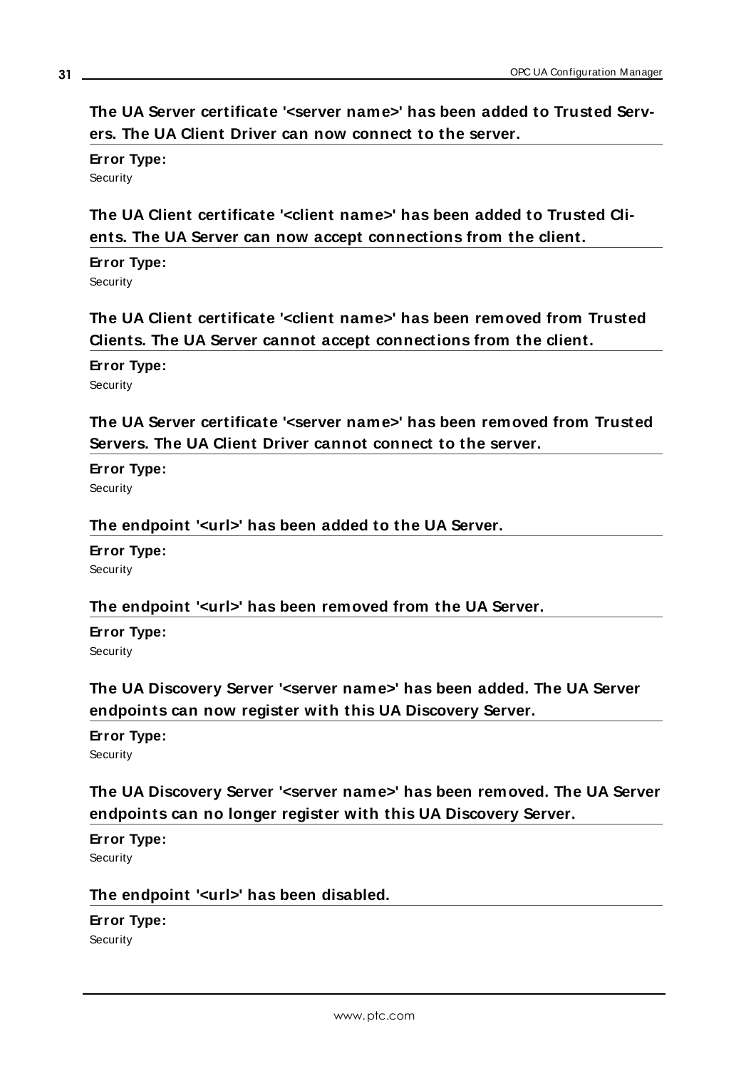### The UA Server certificate '<server name>' has been added to Trusted Servers. The UA Client Driver can now connect to the server.

**Error Type:**
Security

### The UA Client certificate '<client name>' has been added to Trusted Clients. The UA Server can now accept connections from the client.

**Error Type:**
Security

### The UA Client certificate '<client name>' has been removed from Trusted Clients. The UA Server cannot accept connections from the client.

**Error Type:**
Security

### The UA Server certificate '<server name>' has been removed from Trusted Servers. The UA Client Driver cannot connect to the server.

**Error Type:**
Security

### The endpoint '<url>' has been added to the UA Server.

**Error Type:**
Security

### The endpoint '<url>' has been removed from the UA Server.

**Error Type:**
Security

### The UA Discovery Server '<server name>' has been added. The UA Server endpoints can now register with this UA Discovery Server.

**Error Type:**
Security

### The UA Discovery Server '<server name>' has been removed. The UA Server endpoints can no longer register with this UA Discovery Server.

**Error Type:**
Security

### The endpoint '<url>' has been disabled.

**Error Type:**
Security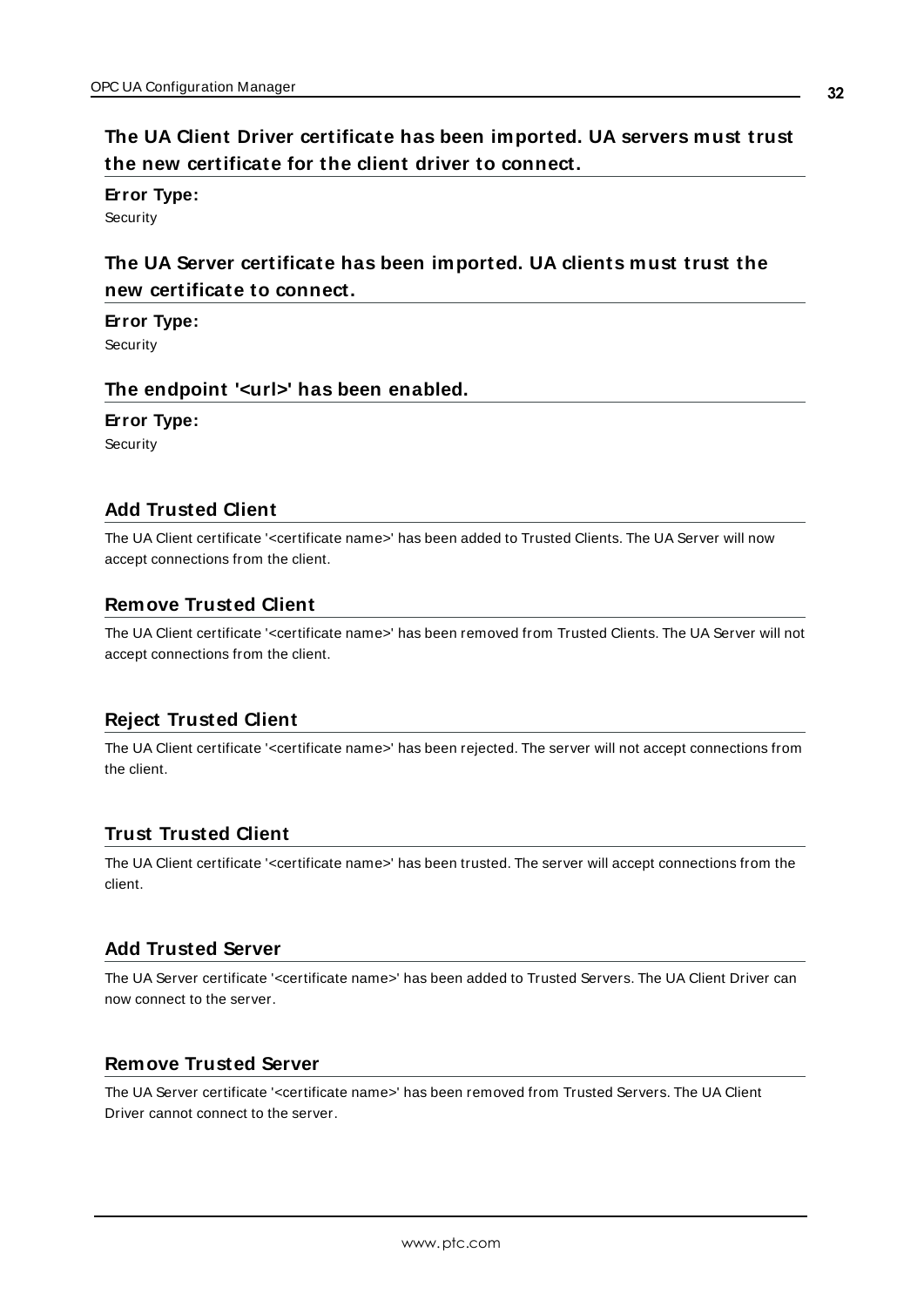### The UA Client Driver certificate has been imported. UA servers must trust the new certificate for the client driver to connect.

**Error Type:**
Security

### The UA Server certificate has been imported. UA clients must trust the new certificate to connect.

**Error Type:**
Security

### The endpoint '<url>' has been enabled.

**Error Type:**
Security

## Add Trusted Client

The UA Client certificate '<certificate name>' has been added to Trusted Clients. The UA Server will now accept connections from the client.

## Remove Trusted Client

The UA Client certificate '<certificate name>' has been removed from Trusted Clients. The UA Server will not accept connections from the client.

## Reject Trusted Client

The UA Client certificate '<certificate name>' has been rejected. The server will not accept connections from the client.

## Trust Trusted Client

The UA Client certificate '<certificate name>' has been trusted. The server will accept connections from the client.

## Add Trusted Server

The UA Server certificate '<certificate name>' has been added to Trusted Servers. The UA Client Driver can now connect to the server.

## Remove Trusted Server

The UA Server certificate '<certificate name>' has been removed from Trusted Servers. The UA Client Driver cannot connect to the server.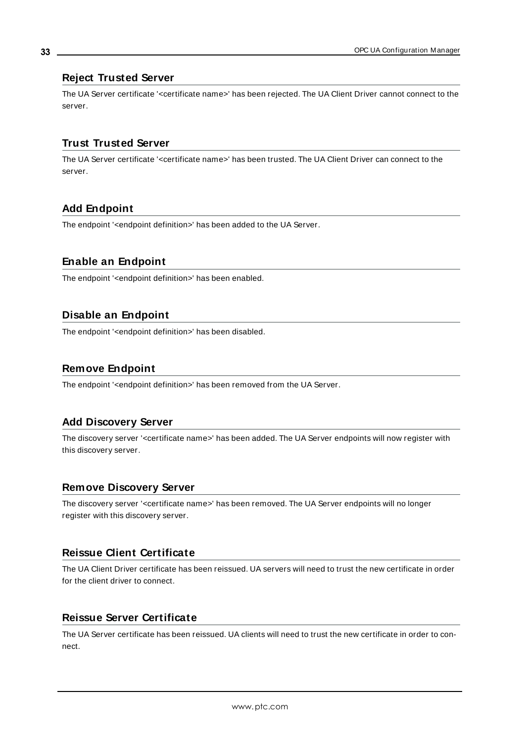## Reject Trusted Server

The UA Server certificate '<certificate name>' has been rejected. The UA Client Driver cannot connect to the server.

## Trust Trusted Server

The UA Server certificate '<certificate name>' has been trusted. The UA Client Driver can connect to the server.

## Add Endpoint

The endpoint '<endpoint definition>' has been added to the UA Server.

## Enable an Endpoint

The endpoint '<endpoint definition>' has been enabled.

## Disable an Endpoint

The endpoint '<endpoint definition>' has been disabled.

## Remove Endpoint

The endpoint '<endpoint definition>' has been removed from the UA Server.

## Add Discovery Server

The discovery server '<certificate name>' has been added. The UA Server endpoints will now register with this discovery server.

## Remove Discovery Server

The discovery server '<certificate name>' has been removed. The UA Server endpoints will no longer register with this discovery server.

## Reissue Client Certificate

The UA Client Driver certificate has been reissued. UA servers will need to trust the new certificate in order for the client driver to connect.

## Reissue Server Certificate

The UA Server certificate has been reissued. UA clients will need to trust the new certificate in order to connect.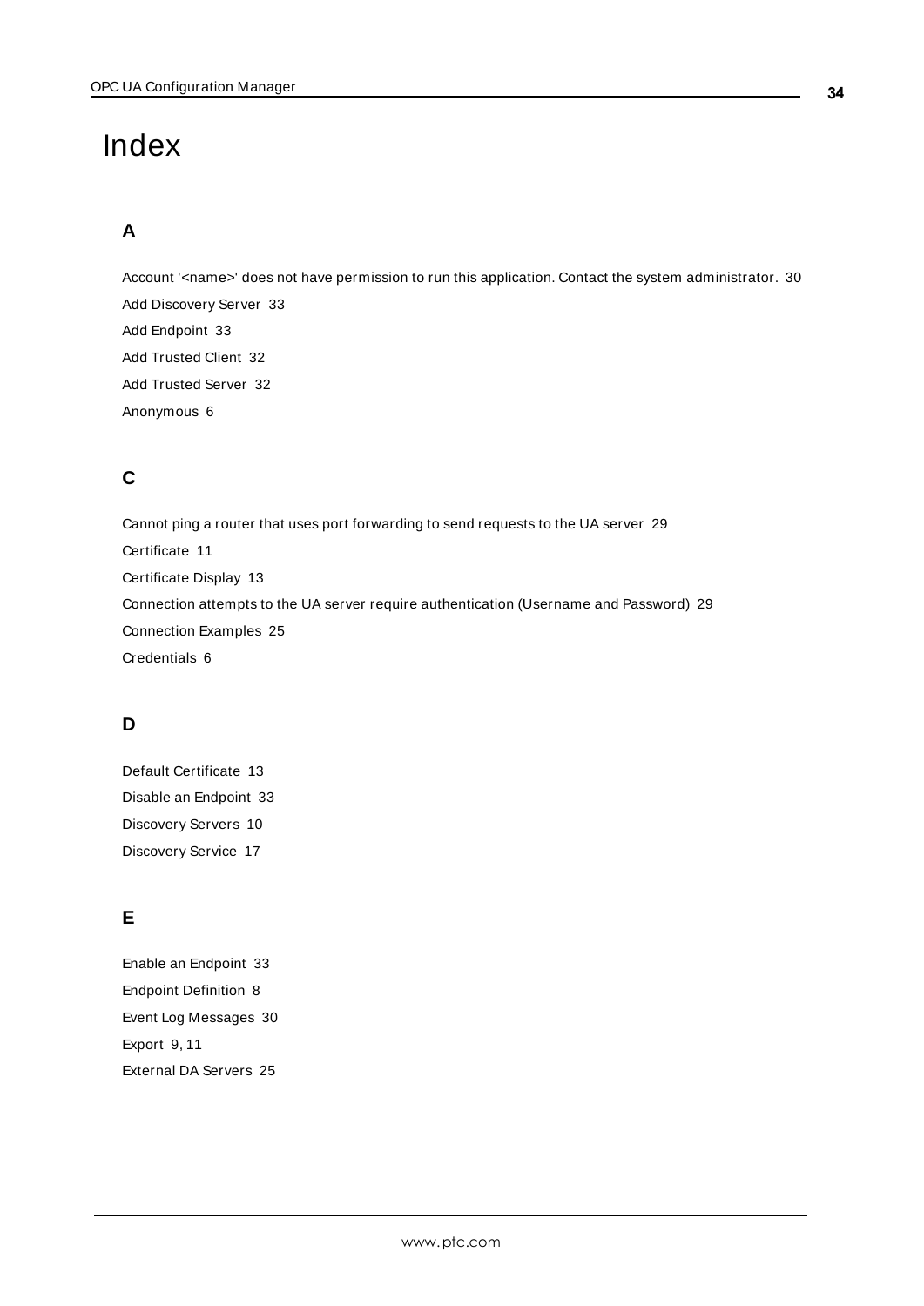# Index

## A

Account '<name>' does not have permission to run this application. Contact the system administrator. 30

Add Discovery Server 33

Add Endpoint 33

Add Trusted Client 32

Add Trusted Server 32

Anonymous 6

## C

Cannot ping a router that uses port forwarding to send requests to the UA server 29

Certificate 11

Certificate Display 13

Connection attempts to the UA server require authentication (Username and Password) 29

Connection Examples 25

Credentials 6

## D

Default Certificate 13

Disable an Endpoint 33

Discovery Servers 10

Discovery Service 17

## E

Enable an Endpoint 33

Endpoint Definition 8

Event Log Messages 30

Export 9, 11

External DA Servers 25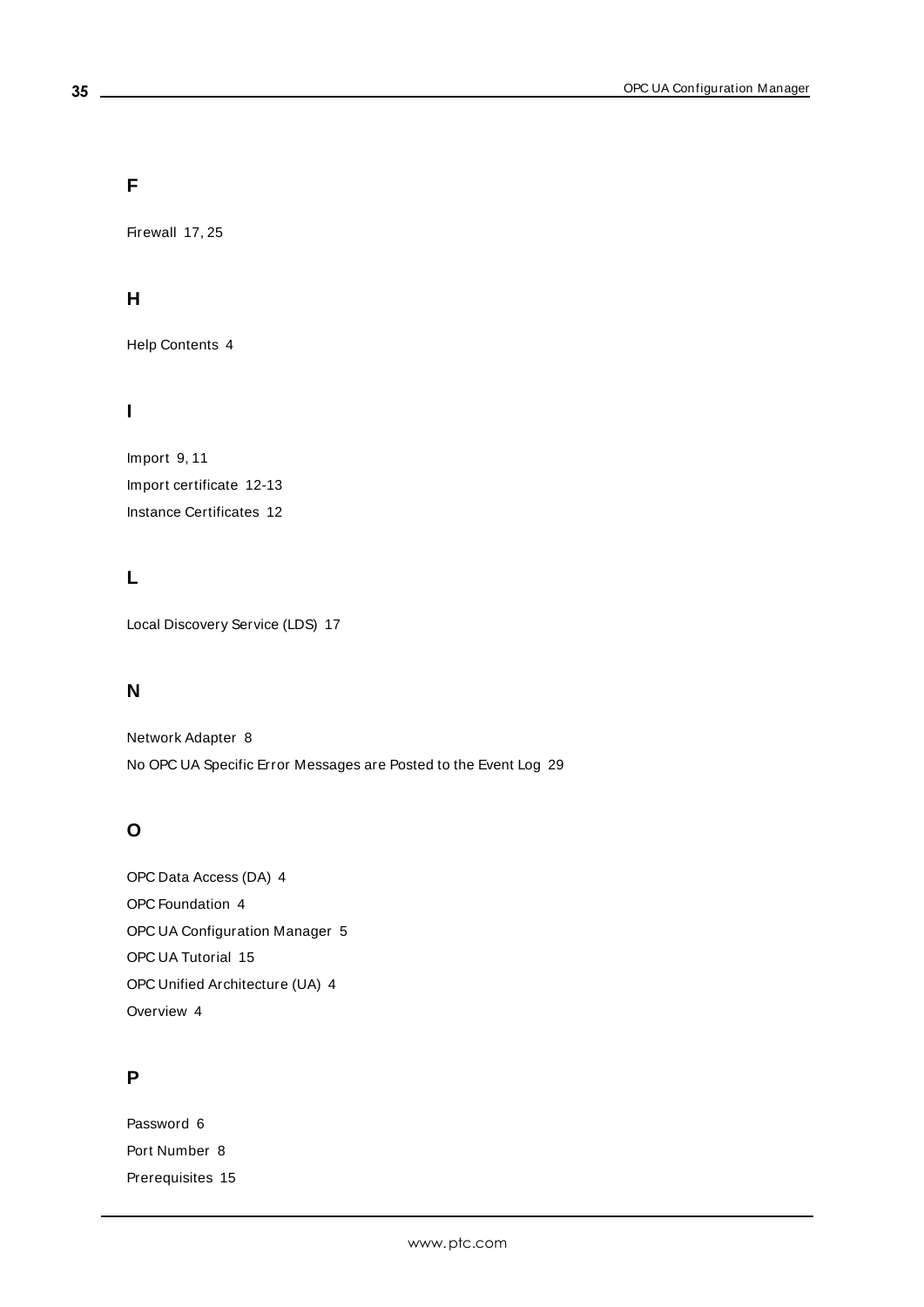## F

Firewall 17, 25

## H

Help Contents 4

## I

Import 9, 11

Import certificate 12-13

Instance Certificates 12

## L

Local Discovery Service (LDS) 17

## N

Network Adapter 8

No OPC UA Specific Error Messages are Posted to the Event Log 29

## O

OPC Data Access (DA) 4

OPC Foundation 4

OPC UA Configuration Manager 5

OPC UA Tutorial 15

OPC Unified Architecture (UA) 4

Overview 4

## P

Password 6

Port Number 8

Prerequisites 15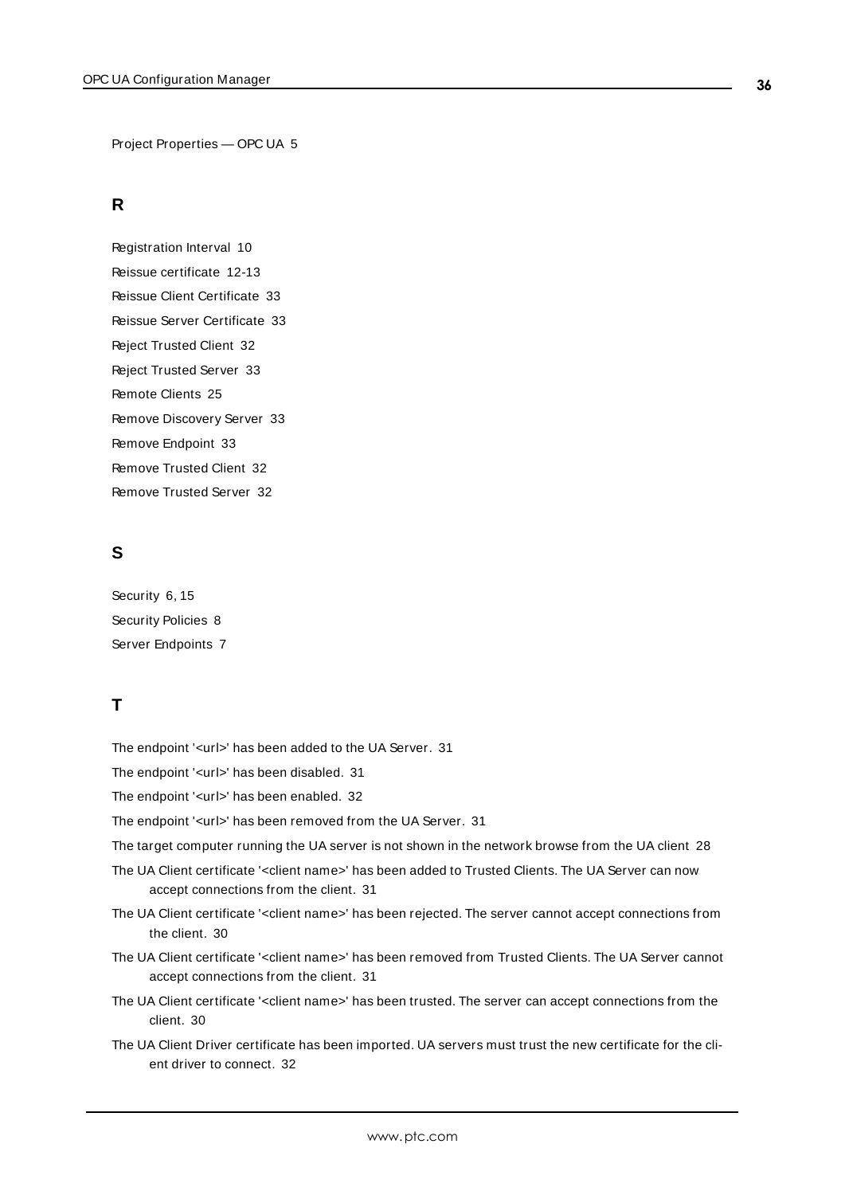Project Properties — OPC UA 5

## R

Registration Interval 10

Reissue certificate 12-13

Reissue Client Certificate 33

Reissue Server Certificate 33

Reject Trusted Client 32

Reject Trusted Server 33

Remote Clients 25

Remove Discovery Server 33

Remove Endpoint 33

Remove Trusted Client 32

Remove Trusted Server 32

## S

Security 6, 15

Security Policies 8

Server Endpoints 7

## T

The endpoint '<url>' has been added to the UA Server. 31

The endpoint '<url>' has been disabled. 31

The endpoint '<url>' has been enabled. 32

The endpoint '<url>' has been removed from the UA Server. 31

The target computer running the UA server is not shown in the network browse from the UA client 28

The UA Client certificate '<client name>' has been added to Trusted Clients. The UA Server can now accept connections from the client. 31

The UA Client certificate '<client name>' has been rejected. The server cannot accept connections from the client. 30

The UA Client certificate '<client name>' has been removed from Trusted Clients. The UA Server cannot accept connections from the client. 31

The UA Client certificate '<client name>' has been trusted. The server can accept connections from the client. 30

The UA Client Driver certificate has been imported. UA servers must trust the new certificate for the client driver to connect. 32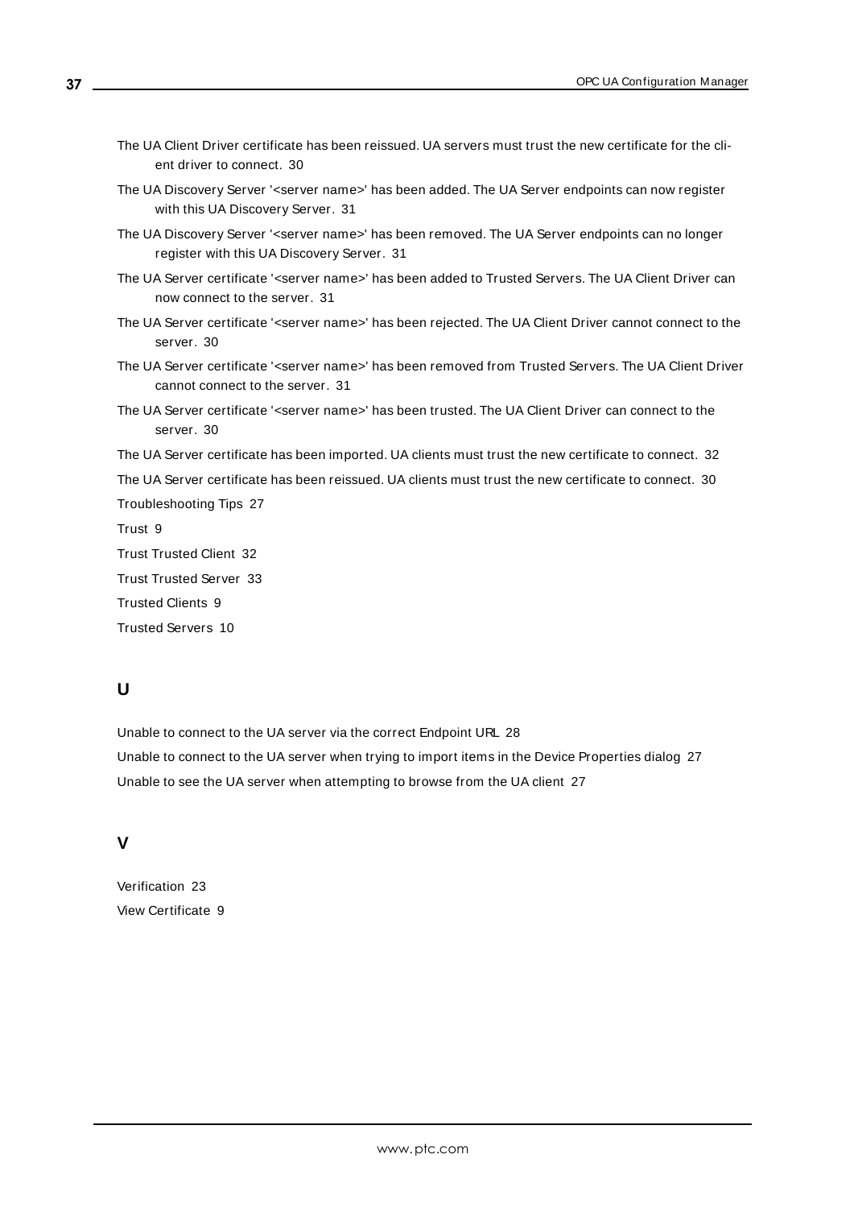The UA Client Driver certificate has been reissued. UA servers must trust the new certificate for the client driver to connect. 30

The UA Discovery Server '<server name>' has been added. The UA Server endpoints can now register with this UA Discovery Server. 31

The UA Discovery Server '<server name>' has been removed. The UA Server endpoints can no longer register with this UA Discovery Server. 31

The UA Server certificate '<server name>' has been added to Trusted Servers. The UA Client Driver can now connect to the server. 31

The UA Server certificate '<server name>' has been rejected. The UA Client Driver cannot connect to the server. 30

The UA Server certificate '<server name>' has been removed from Trusted Servers. The UA Client Driver cannot connect to the server. 31

The UA Server certificate '<server name>' has been trusted. The UA Client Driver can connect to the server. 30

The UA Server certificate has been imported. UA clients must trust the new certificate to connect. 32

The UA Server certificate has been reissued. UA clients must trust the new certificate to connect. 30

Troubleshooting Tips 27

Trust 9

Trust Trusted Client 32

Trust Trusted Server 33

Trusted Clients 9

Trusted Servers 10

## U

Unable to connect to the UA server via the correct Endpoint URL 28

Unable to connect to the UA server when trying to import items in the Device Properties dialog 27

Unable to see the UA server when attempting to browse from the UA client 27

## V

Verification 23

View Certificate 9